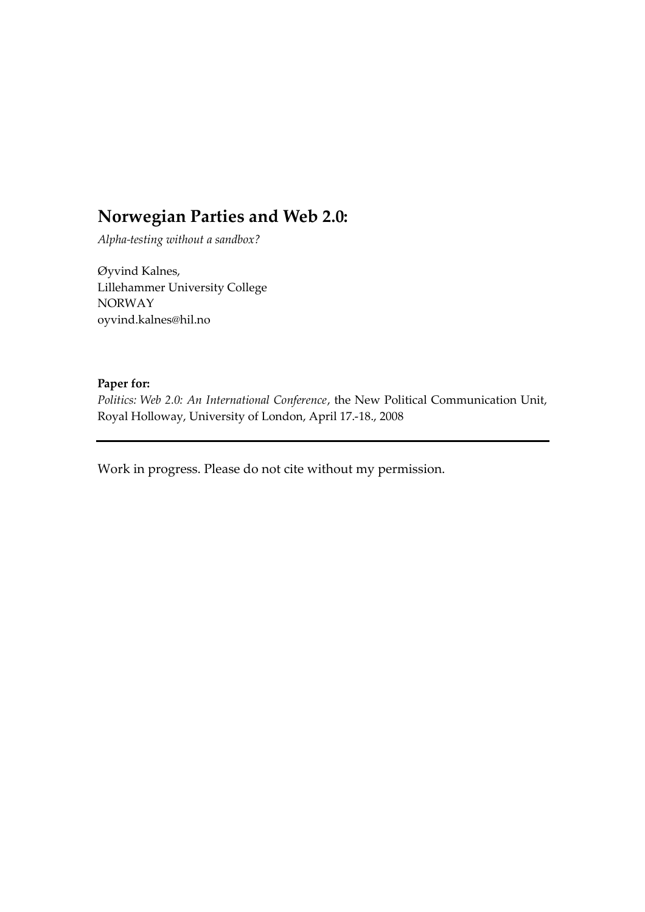# Norwegian Parties and Web 2.0:

*Alpha-testing without a sandbox?*

Øyvind Kalnes,
Lillehammer University College
NORWAY
oyvind.kalnes@hil.no

**Paper for:**
*Politics: Web 2.0: An International Conference*, the New Political Communication Unit, Royal Holloway, University of London, April 17.-18., 2008

---

Work in progress. Please do not cite without my permission.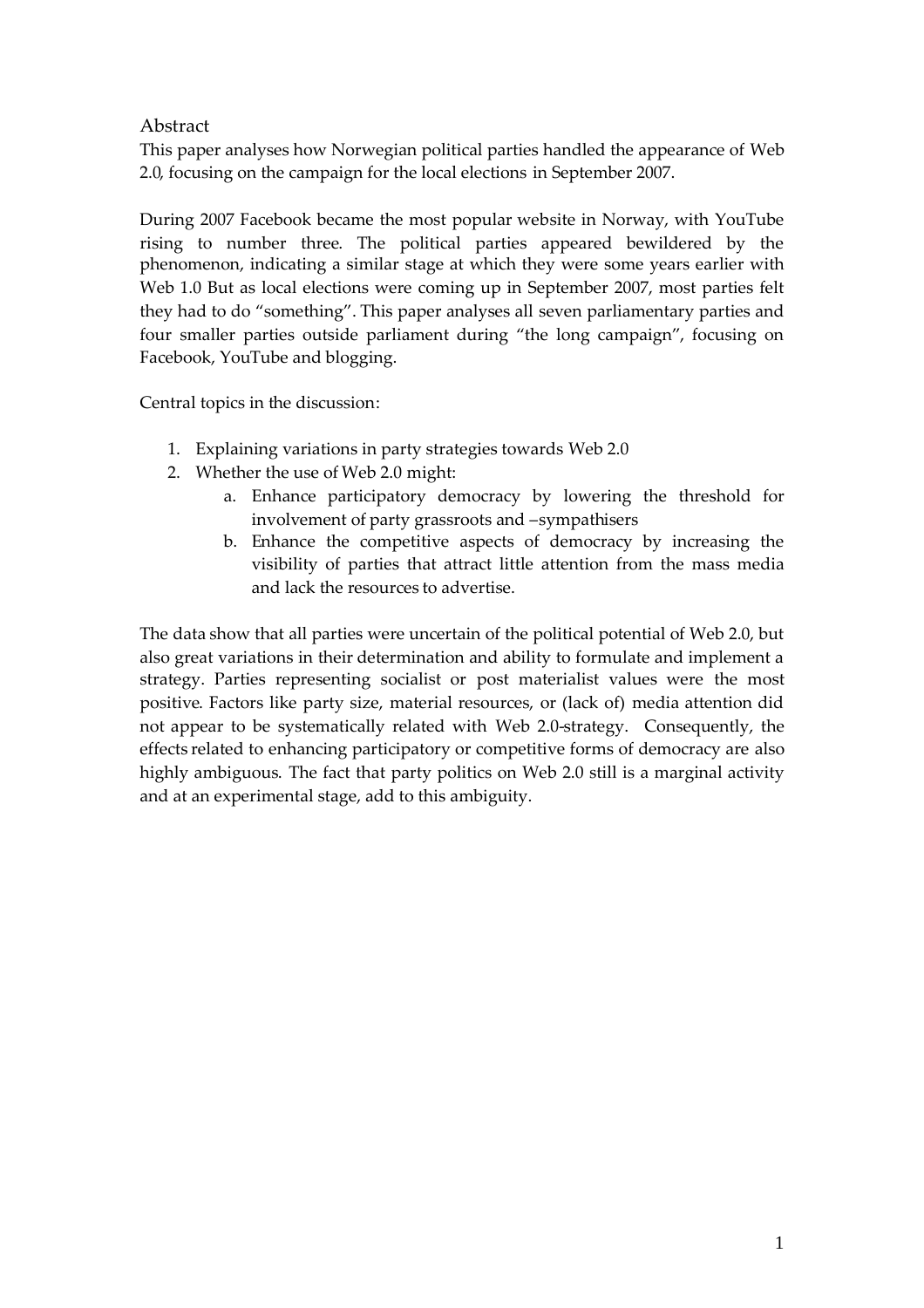## Abstract

This paper analyses how Norwegian political parties handled the appearance of Web 2.0, focusing on the campaign for the local elections in September 2007.

During 2007 Facebook became the most popular website in Norway, with YouTube rising to number three. The political parties appeared bewildered by the phenomenon, indicating a similar stage at which they were some years earlier with Web 1.0 But as local elections were coming up in September 2007, most parties felt they had to do "something". This paper analyses all seven parliamentary parties and four smaller parties outside parliament during "the long campaign", focusing on Facebook, YouTube and blogging.

Central topics in the discussion:

1. Explaining variations in party strategies towards Web 2.0
2. Whether the use of Web 2.0 might:
   a. Enhance participatory democracy by lowering the threshold for involvement of party grassroots and –sympathisers
   b. Enhance the competitive aspects of democracy by increasing the visibility of parties that attract little attention from the mass media and lack the resources to advertise.

The data show that all parties were uncertain of the political potential of Web 2.0, but also great variations in their determination and ability to formulate and implement a strategy. Parties representing socialist or post materialist values were the most positive. Factors like party size, material resources, or (lack of) media attention did not appear to be systematically related with Web 2.0-strategy. Consequently, the effects related to enhancing participatory or competitive forms of democracy are also highly ambiguous. The fact that party politics on Web 2.0 still is a marginal activity and at an experimental stage, add to this ambiguity.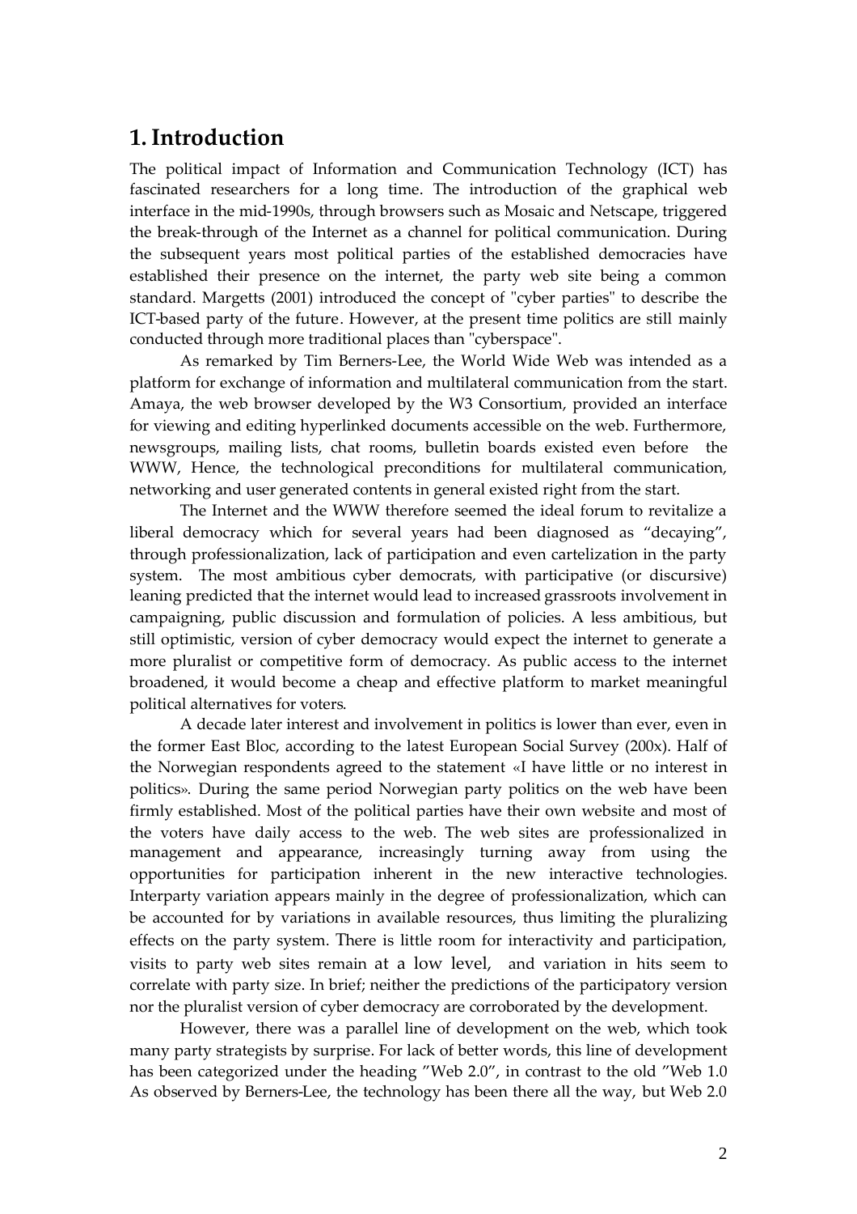# 1. Introduction

The political impact of Information and Communication Technology (ICT) has fascinated researchers for a long time. The introduction of the graphical web interface in the mid-1990s, through browsers such as Mosaic and Netscape, triggered the break-through of the Internet as a channel for political communication. During the subsequent years most political parties of the established democracies have established their presence on the internet, the party web site being a common standard. Margetts (2001) introduced the concept of "cyber parties" to describe the ICT-based party of the future. However, at the present time politics are still mainly conducted through more traditional places than "cyberspace".

As remarked by Tim Berners-Lee, the World Wide Web was intended as a platform for exchange of information and multilateral communication from the start. Amaya, the web browser developed by the W3 Consortium, provided an interface for viewing and editing hyperlinked documents accessible on the web. Furthermore, newsgroups, mailing lists, chat rooms, bulletin boards existed even before the WWW, Hence, the technological preconditions for multilateral communication, networking and user generated contents in general existed right from the start.

The Internet and the WWW therefore seemed the ideal forum to revitalize a liberal democracy which for several years had been diagnosed as "decaying", through professionalization, lack of participation and even cartelization in the party system. The most ambitious cyber democrats, with participative (or discursive) leaning predicted that the internet would lead to increased grassroots involvement in campaigning, public discussion and formulation of policies. A less ambitious, but still optimistic, version of cyber democracy would expect the internet to generate a more pluralist or competitive form of democracy. As public access to the internet broadened, it would become a cheap and effective platform to market meaningful political alternatives for voters.

A decade later interest and involvement in politics is lower than ever, even in the former East Bloc, according to the latest European Social Survey (200x). Half of the Norwegian respondents agreed to the statement «I have little or no interest in politics». During the same period Norwegian party politics on the web have been firmly established. Most of the political parties have their own website and most of the voters have daily access to the web. The web sites are professionalized in management and appearance, increasingly turning away from using the opportunities for participation inherent in the new interactive technologies. Interparty variation appears mainly in the degree of professionalization, which can be accounted for by variations in available resources, thus limiting the pluralizing effects on the party system. There is little room for interactivity and participation, visits to party web sites remain at a low level, and variation in hits seem to correlate with party size. In brief; neither the predictions of the participatory version nor the pluralist version of cyber democracy are corroborated by the development.

However, there was a parallel line of development on the web, which took many party strategists by surprise. For lack of better words, this line of development has been categorized under the heading "Web 2.0", in contrast to the old "Web 1.0 As observed by Berners-Lee, the technology has been there all the way, but Web 2.0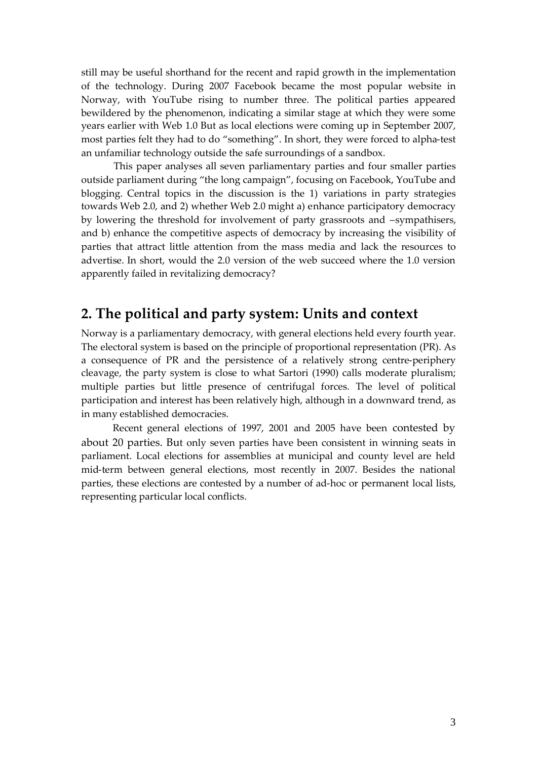still may be useful shorthand for the recent and rapid growth in the implementation of the technology. During 2007 Facebook became the most popular website in Norway, with YouTube rising to number three. The political parties appeared bewildered by the phenomenon, indicating a similar stage at which they were some years earlier with Web 1.0 But as local elections were coming up in September 2007, most parties felt they had to do "something". In short, they were forced to alpha-test an unfamiliar technology outside the safe surroundings of a sandbox.

This paper analyses all seven parliamentary parties and four smaller parties outside parliament during "the long campaign", focusing on Facebook, YouTube and blogging. Central topics in the discussion is the 1) variations in party strategies towards Web 2.0, and 2) whether Web 2.0 might a) enhance participatory democracy by lowering the threshold for involvement of party grassroots and –sympathisers, and b) enhance the competitive aspects of democracy by increasing the visibility of parties that attract little attention from the mass media and lack the resources to advertise. In short, would the 2.0 version of the web succeed where the 1.0 version apparently failed in revitalizing democracy?

## 2. The political and party system: Units and context

Norway is a parliamentary democracy, with general elections held every fourth year. The electoral system is based on the principle of proportional representation (PR). As a consequence of PR and the persistence of a relatively strong centre-periphery cleavage, the party system is close to what Sartori (1990) calls moderate pluralism; multiple parties but little presence of centrifugal forces. The level of political participation and interest has been relatively high, although in a downward trend, as in many established democracies.

Recent general elections of 1997, 2001 and 2005 have been contested by about 20 parties. But only seven parties have been consistent in winning seats in parliament. Local elections for assemblies at municipal and county level are held mid-term between general elections, most recently in 2007. Besides the national parties, these elections are contested by a number of ad-hoc or permanent local lists, representing particular local conflicts.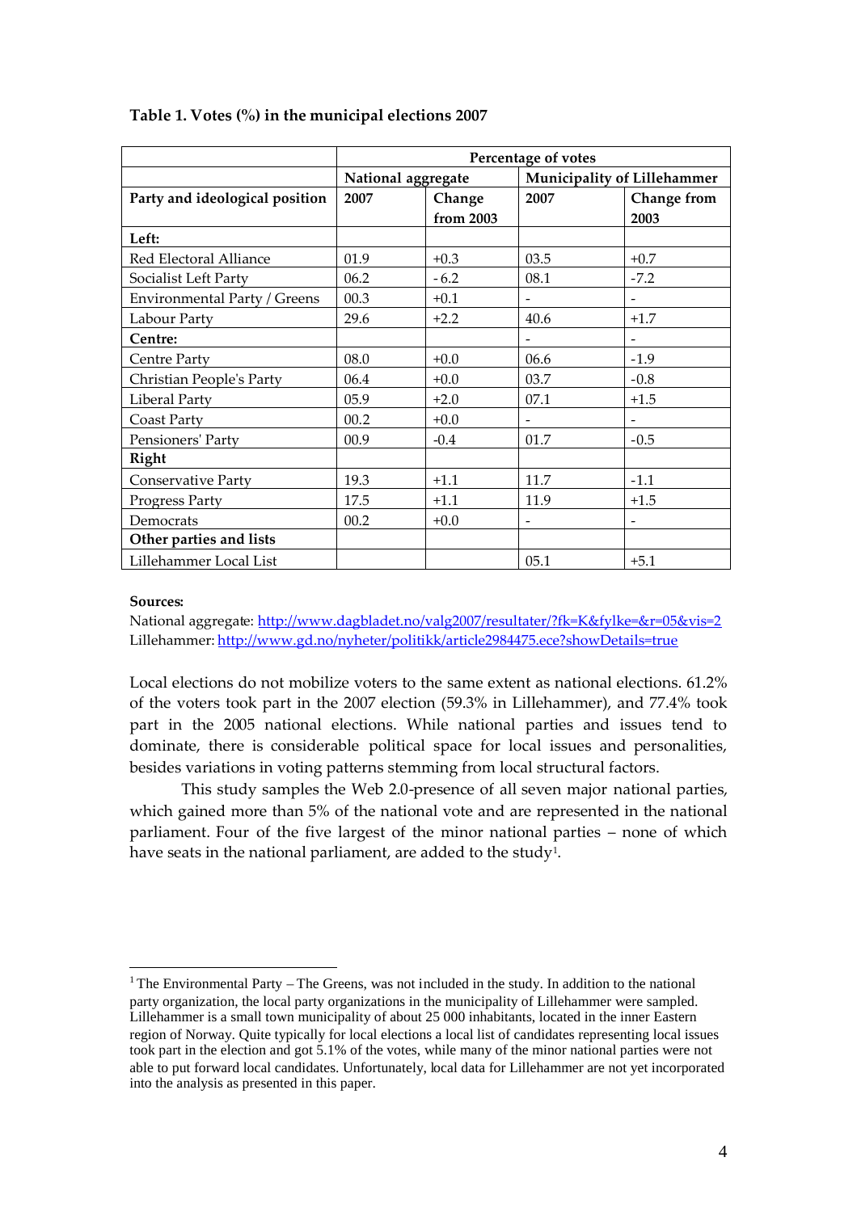**Table 1. Votes (%) in the municipal elections 2007**

| | Percentage of votes | | | |
|---|---|---|---|---|
| | National aggregate | | Municipality of Lillehammer | |
| **Party and ideological position** | **2007** | **Change from 2003** | **2007** | **Change from 2003** |
| **Left:** | | | | |
| Red Electoral Alliance | 01.9 | +0.3 | 03.5 | +0.7 |
| Socialist Left Party | 06.2 | - 6.2 | 08.1 | -7.2 |
| Environmental Party / Greens | 00.3 | +0.1 | - | - |
| Labour Party | 29.6 | +2.2 | 40.6 | +1.7 |
| **Centre:** | | | - | - |
| Centre Party | 08.0 | +0.0 | 06.6 | -1.9 |
| Christian People's Party | 06.4 | +0.0 | 03.7 | -0.8 |
| Liberal Party | 05.9 | +2.0 | 07.1 | +1.5 |
| Coast Party | 00.2 | +0.0 | - | - |
| Pensioners' Party | 00.9 | -0.4 | 01.7 | -0.5 |
| **Right** | | | | |
| Conservative Party | 19.3 | +1.1 | 11.7 | -1.1 |
| Progress Party | 17.5 | +1.1 | 11.9 | +1.5 |
| Democrats | 00.2 | +0.0 | - | - |
| **Other parties and lists** | | | | |
| Lillehammer Local List | | | 05.1 | +5.1 |

**Sources:**
National aggregate: http://www.dagbladet.no/valg2007/resultater/?fk=K&fylke=&r=05&vis=2
Lillehammer: http://www.gd.no/nyheter/politikk/article2984475.ece?showDetails=true

Local elections do not mobilize voters to the same extent as national elections. 61.2% of the voters took part in the 2007 election (59.3% in Lillehammer), and 77.4% took part in the 2005 national elections. While national parties and issues tend to dominate, there is considerable political space for local issues and personalities, besides variations in voting patterns stemming from local structural factors.

This study samples the Web 2.0-presence of all seven major national parties, which gained more than 5% of the national vote and are represented in the national parliament. Four of the five largest of the minor national parties – none of which have seats in the national parliament, are added to the study[1].

[1] The Environmental Party – The Greens, was not included in the study. In addition to the national party organization, the local party organizations in the municipality of Lillehammer were sampled. Lillehammer is a small town municipality of about 25 000 inhabitants, located in the inner Eastern region of Norway. Quite typically for local elections a local list of candidates representing local issues took part in the election and got 5.1% of the votes, while many of the minor national parties were not able to put forward local candidates. Unfortunately, local data for Lillehammer are not yet incorporated into the analysis as presented in this paper.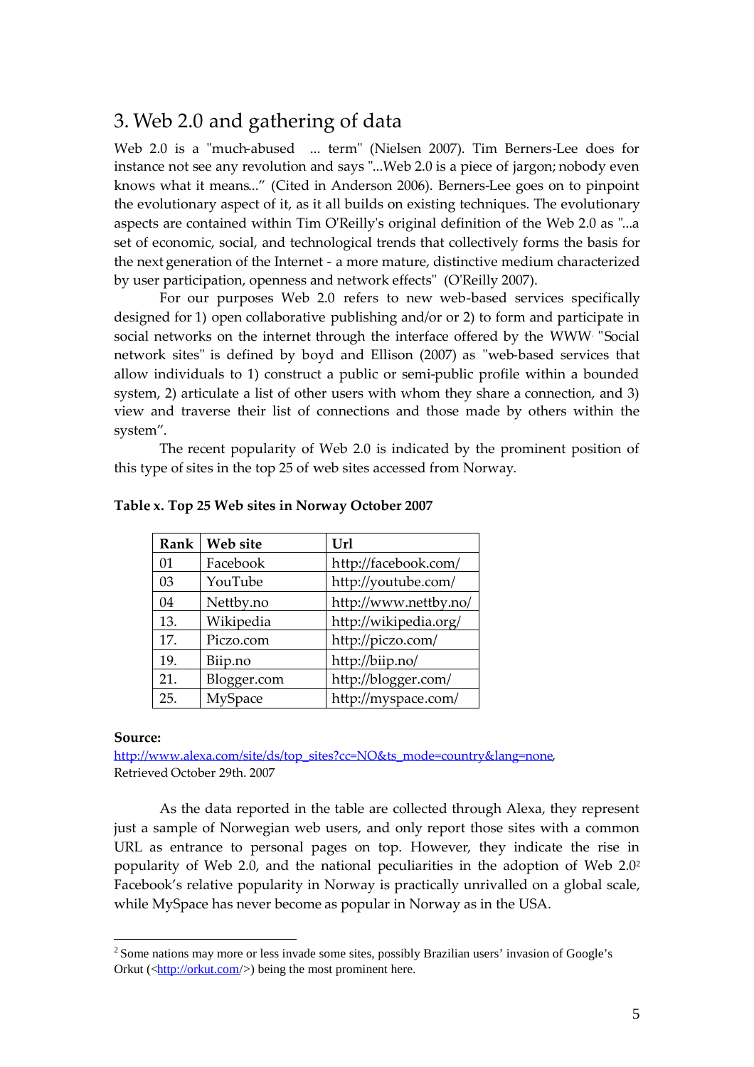## 3. Web 2.0 and gathering of data

Web 2.0 is a "much-abused ... term" (Nielsen 2007). Tim Berners-Lee does for instance not see any revolution and says "...Web 2.0 is a piece of jargon; nobody even knows what it means..." (Cited in Anderson 2006). Berners-Lee goes on to pinpoint the evolutionary aspect of it, as it all builds on existing techniques. The evolutionary aspects are contained within Tim O'Reilly's original definition of the Web 2.0 as "...a set of economic, social, and technological trends that collectively forms the basis for the next generation of the Internet - a more mature, distinctive medium characterized by user participation, openness and network effects" (O'Reilly 2007).

For our purposes Web 2.0 refers to new web-based services specifically designed for 1) open collaborative publishing and/or or 2) to form and participate in social networks on the internet through the interface offered by the WWW. "Social network sites" is defined by boyd and Ellison (2007) as "web-based services that allow individuals to 1) construct a public or semi-public profile within a bounded system, 2) articulate a list of other users with whom they share a connection, and 3) view and traverse their list of connections and those made by others within the system".

The recent popularity of Web 2.0 is indicated by the prominent position of this type of sites in the top 25 of web sites accessed from Norway.

**Table x. Top 25 Web sites in Norway October 2007**

| Rank | Web site | Url |
|---|---|---|
| 01 | Facebook | http://facebook.com/ |
| 03 | YouTube | http://youtube.com/ |
| 04 | Nettby.no | http://www.nettby.no/ |
| 13. | Wikipedia | http://wikipedia.org/ |
| 17. | Piczo.com | http://piczo.com/ |
| 19. | Biip.no | http://biip.no/ |
| 21. | Blogger.com | http://blogger.com/ |
| 25. | MySpace | http://myspace.com/ |

**Source:**
http://www.alexa.com/site/ds/top_sites?cc=NO&ts_mode=country&lang=none,
Retrieved October 29th. 2007

As the data reported in the table are collected through Alexa, they represent just a sample of Norwegian web users, and only report those sites with a common URL as entrance to personal pages on top. However, they indicate the rise in popularity of Web 2.0, and the national peculiarities in the adoption of Web 2.0[2] Facebook's relative popularity in Norway is practically unrivalled on a global scale, while MySpace has never become as popular in Norway as in the USA.

---

[2] Some nations may more or less invade some sites, possibly Brazilian users' invasion of Google's Orkut (<http://orkut.com/>) being the most prominent here.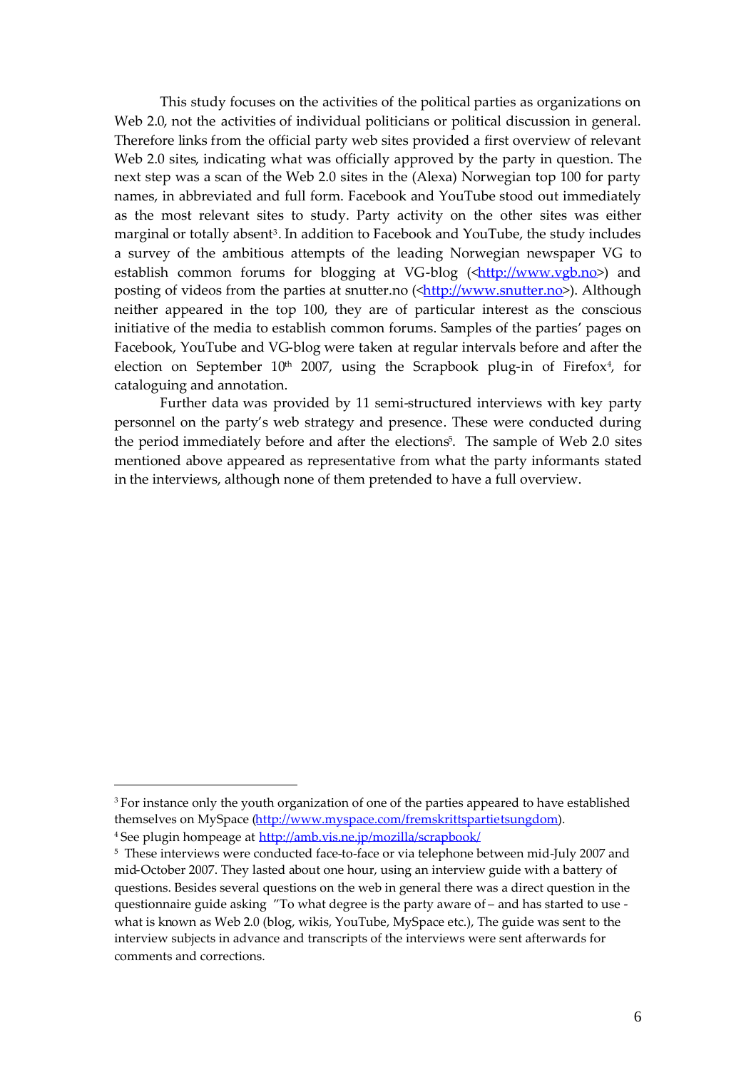This study focuses on the activities of the political parties as organizations on Web 2.0, not the activities of individual politicians or political discussion in general. Therefore links from the official party web sites provided a first overview of relevant Web 2.0 sites, indicating what was officially approved by the party in question. The next step was a scan of the Web 2.0 sites in the (Alexa) Norwegian top 100 for party names, in abbreviated and full form. Facebook and YouTube stood out immediately as the most relevant sites to study. Party activity on the other sites was either marginal or totally absent[3]. In addition to Facebook and YouTube, the study includes a survey of the ambitious attempts of the leading Norwegian newspaper VG to establish common forums for blogging at VG-blog (<http://www.vgb.no>) and posting of videos from the parties at snutter.no (<http://www.snutter.no>). Although neither appeared in the top 100, they are of particular interest as the conscious initiative of the media to establish common forums. Samples of the parties' pages on Facebook, YouTube and VG-blog were taken at regular intervals before and after the election on September 10th 2007, using the Scrapbook plug-in of Firefox[4], for cataloguing and annotation.

Further data was provided by 11 semi-structured interviews with key party personnel on the party's web strategy and presence. These were conducted during the period immediately before and after the elections[5]. The sample of Web 2.0 sites mentioned above appeared as representative from what the party informants stated in the interviews, although none of them pretended to have a full overview.

---

[3] For instance only the youth organization of one of the parties appeared to have established themselves on MySpace (http://www.myspace.com/fremskrittspartietsungdom).

[4] See plugin hompeage at http://amb.vis.ne.jp/mozilla/scrapbook/

[5] These interviews were conducted face-to-face or via telephone between mid-July 2007 and mid-October 2007. They lasted about one hour, using an interview guide with a battery of questions. Besides several questions on the web in general there was a direct question in the questionnaire guide asking "To what degree is the party aware of – and has started to use - what is known as Web 2.0 (blog, wikis, YouTube, MySpace etc.), The guide was sent to the interview subjects in advance and transcripts of the interviews were sent afterwards for comments and corrections.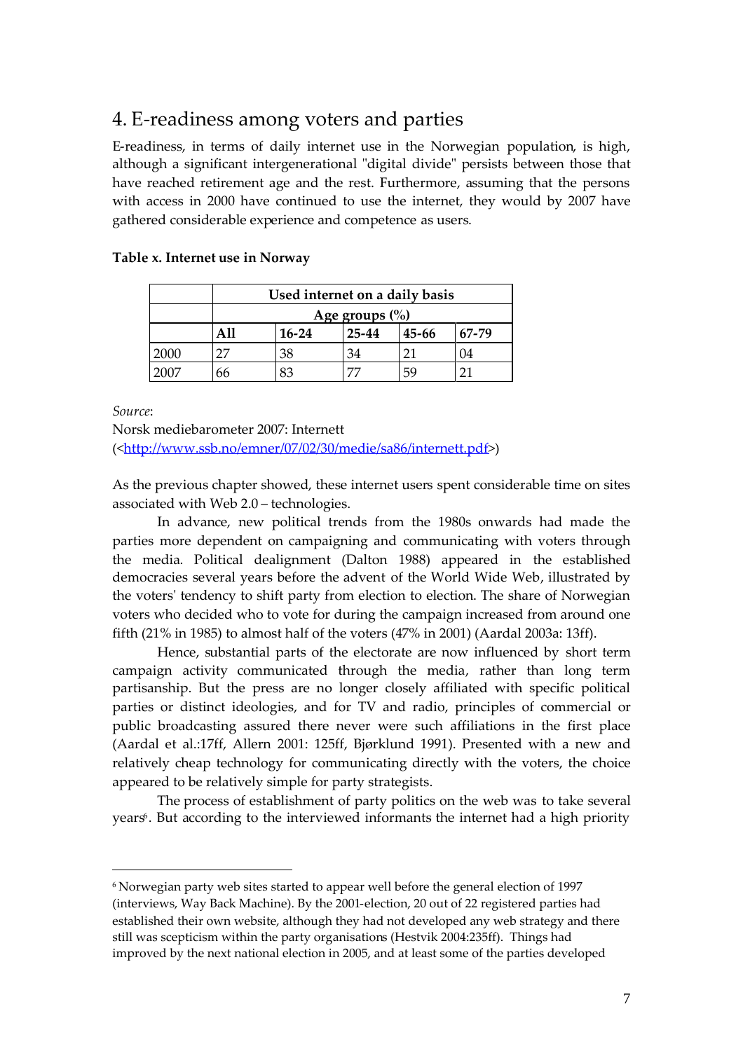## 4. E-readiness among voters and parties

E-readiness, in terms of daily internet use in the Norwegian population, is high, although a significant intergenerational "digital divide" persists between those that have reached retirement age and the rest. Furthermore, assuming that the persons with access in 2000 have continued to use the internet, they would by 2007 have gathered considerable experience and competence as users.

**Table x. Internet use in Norway**

| | Used internet on a daily basis | | | | |
|---|---|---|---|---|---|
| | Age groups (%) | | | | |
| | **All** | **16-24** | **25-44** | **45-66** | **67-79** |
| 2000 | 27 | 38 | 34 | 21 | 04 |
| 2007 | 66 | 83 | 77 | 59 | 21 |

*Source*:
Norsk mediebarometer 2007: Internett
(<http://www.ssb.no/emner/07/02/30/medie/sa86/internett.pdf>)

As the previous chapter showed, these internet users spent considerable time on sites associated with Web 2.0 – technologies.

In advance, new political trends from the 1980s onwards had made the parties more dependent on campaigning and communicating with voters through the media. Political dealignment (Dalton 1988) appeared in the established democracies several years before the advent of the World Wide Web, illustrated by the voters' tendency to shift party from election to election. The share of Norwegian voters who decided who to vote for during the campaign increased from around one fifth (21% in 1985) to almost half of the voters (47% in 2001) (Aardal 2003a: 13ff).

Hence, substantial parts of the electorate are now influenced by short term campaign activity communicated through the media, rather than long term partisanship. But the press are no longer closely affiliated with specific political parties or distinct ideologies, and for TV and radio, principles of commercial or public broadcasting assured there never were such affiliations in the first place (Aardal et al.:17ff, Allern 2001: 125ff, Bjørklund 1991). Presented with a new and relatively cheap technology for communicating directly with the voters, the choice appeared to be relatively simple for party strategists.

The process of establishment of party politics on the web was to take several years[6]. But according to the interviewed informants the internet had a high priority

---

[6] Norwegian party web sites started to appear well before the general election of 1997 (interviews, Way Back Machine). By the 2001-election, 20 out of 22 registered parties had established their own website, although they had not developed any web strategy and there still was scepticism within the party organisations (Hestvik 2004:235ff). Things had improved by the next national election in 2005, and at least some of the parties developed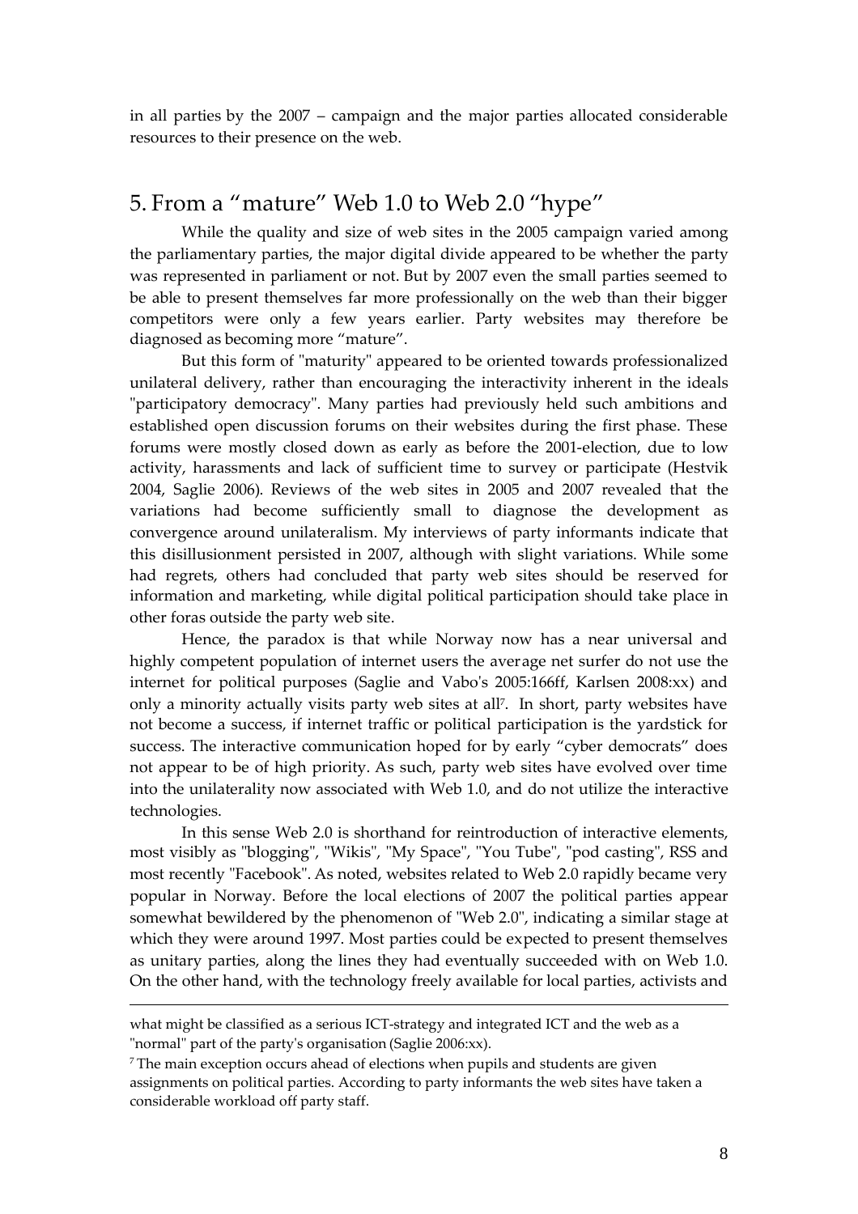in all parties by the 2007 – campaign and the major parties allocated considerable resources to their presence on the web.

## 5. From a "mature" Web 1.0 to Web 2.0 "hype"

While the quality and size of web sites in the 2005 campaign varied among the parliamentary parties, the major digital divide appeared to be whether the party was represented in parliament or not. But by 2007 even the small parties seemed to be able to present themselves far more professionally on the web than their bigger competitors were only a few years earlier. Party websites may therefore be diagnosed as becoming more "mature".

But this form of "maturity" appeared to be oriented towards professionalized unilateral delivery, rather than encouraging the interactivity inherent in the ideals "participatory democracy". Many parties had previously held such ambitions and established open discussion forums on their websites during the first phase. These forums were mostly closed down as early as before the 2001-election, due to low activity, harassments and lack of sufficient time to survey or participate (Hestvik 2004, Saglie 2006). Reviews of the web sites in 2005 and 2007 revealed that the variations had become sufficiently small to diagnose the development as convergence around unilateralism. My interviews of party informants indicate that this disillusionment persisted in 2007, although with slight variations. While some had regrets, others had concluded that party web sites should be reserved for information and marketing, while digital political participation should take place in other foras outside the party web site.

Hence, the paradox is that while Norway now has a near universal and highly competent population of internet users the average net surfer do not use the internet for political purposes (Saglie and Vabo's 2005:166ff, Karlsen 2008:xx) and only a minority actually visits party web sites at all[7]. In short, party websites have not become a success, if internet traffic or political participation is the yardstick for success. The interactive communication hoped for by early "cyber democrats" does not appear to be of high priority. As such, party web sites have evolved over time into the unilaterality now associated with Web 1.0, and do not utilize the interactive technologies.

In this sense Web 2.0 is shorthand for reintroduction of interactive elements, most visibly as "blogging", "Wikis", "My Space", "You Tube", "pod casting", RSS and most recently "Facebook". As noted, websites related to Web 2.0 rapidly became very popular in Norway. Before the local elections of 2007 the political parties appear somewhat bewildered by the phenomenon of "Web 2.0", indicating a similar stage at which they were around 1997. Most parties could be expected to present themselves as unitary parties, along the lines they had eventually succeeded with on Web 1.0. On the other hand, with the technology freely available for local parties, activists and

---

what might be classified as a serious ICT-strategy and integrated ICT and the web as a "normal" part of the party's organisation (Saglie 2006:xx).

[7] The main exception occurs ahead of elections when pupils and students are given assignments on political parties. According to party informants the web sites have taken a considerable workload off party staff.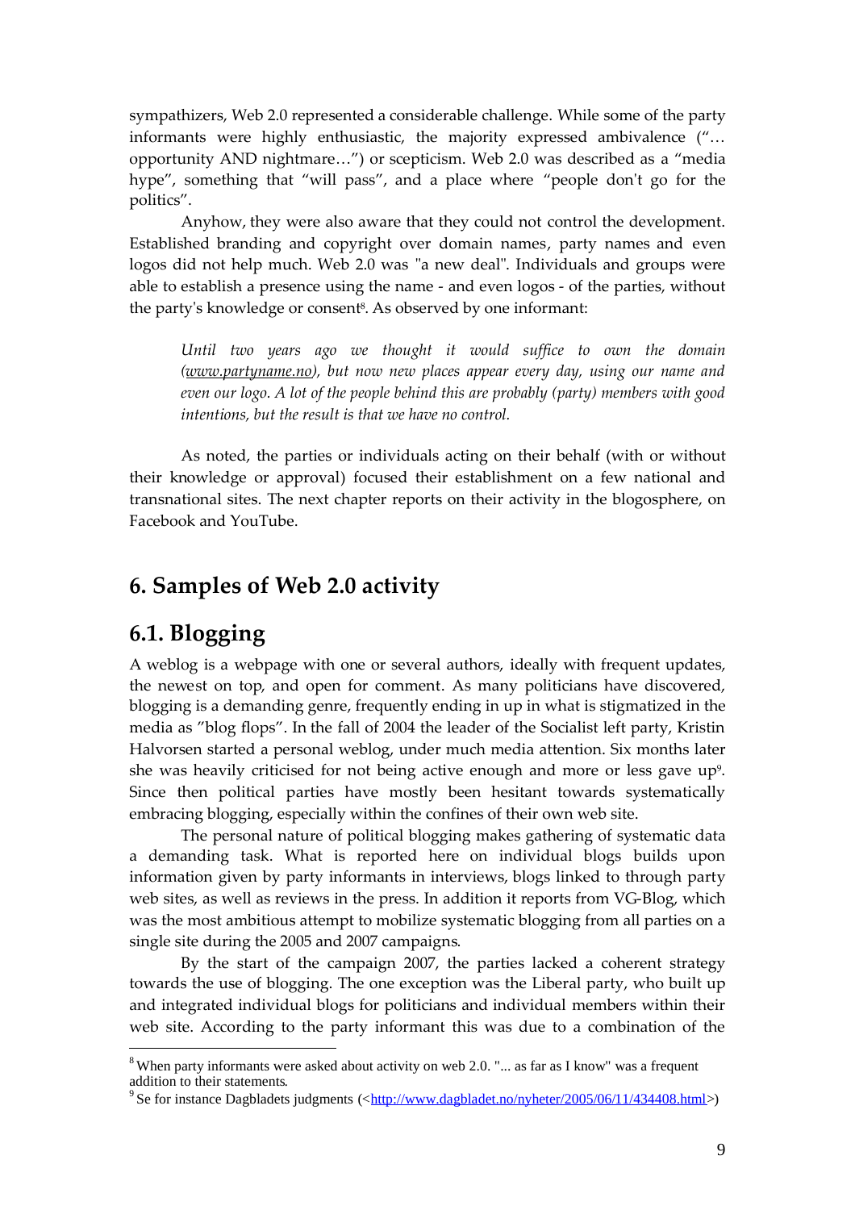sympathizers, Web 2.0 represented a considerable challenge. While some of the party informants were highly enthusiastic, the majority expressed ambivalence ("… opportunity AND nightmare…") or scepticism. Web 2.0 was described as a "media hype", something that "will pass", and a place where "people don't go for the politics".

Anyhow, they were also aware that they could not control the development. Established branding and copyright over domain names, party names and even logos did not help much. Web 2.0 was "a new deal". Individuals and groups were able to establish a presence using the name - and even logos - of the parties, without the party's knowledge or consent[8]. As observed by one informant:

> *Until two years ago we thought it would suffice to own the domain (www.partyname.no), but now new places appear every day, using our name and even our logo. A lot of the people behind this are probably (party) members with good intentions, but the result is that we have no control.*

As noted, the parties or individuals acting on their behalf (with or without their knowledge or approval) focused their establishment on a few national and transnational sites. The next chapter reports on their activity in the blogosphere, on Facebook and YouTube.

# 6. Samples of Web 2.0 activity

## 6.1. Blogging

A weblog is a webpage with one or several authors, ideally with frequent updates, the newest on top, and open for comment. As many politicians have discovered, blogging is a demanding genre, frequently ending in up in what is stigmatized in the media as "blog flops". In the fall of 2004 the leader of the Socialist left party, Kristin Halvorsen started a personal weblog, under much media attention. Six months later she was heavily criticised for not being active enough and more or less gave up[9]. Since then political parties have mostly been hesitant towards systematically embracing blogging, especially within the confines of their own web site.

The personal nature of political blogging makes gathering of systematic data a demanding task. What is reported here on individual blogs builds upon information given by party informants in interviews, blogs linked to through party web sites, as well as reviews in the press. In addition it reports from VG-Blog, which was the most ambitious attempt to mobilize systematic blogging from all parties on a single site during the 2005 and 2007 campaigns.

By the start of the campaign 2007, the parties lacked a coherent strategy towards the use of blogging. The one exception was the Liberal party, who built up and integrated individual blogs for politicians and individual members within their web site. According to the party informant this was due to a combination of the

---

[8] When party informants were asked about activity on web 2.0. "... as far as I know" was a frequent addition to their statements.

[9] Se for instance Dagbladets judgments (<http://www.dagbladet.no/nyheter/2005/06/11/434408.html>)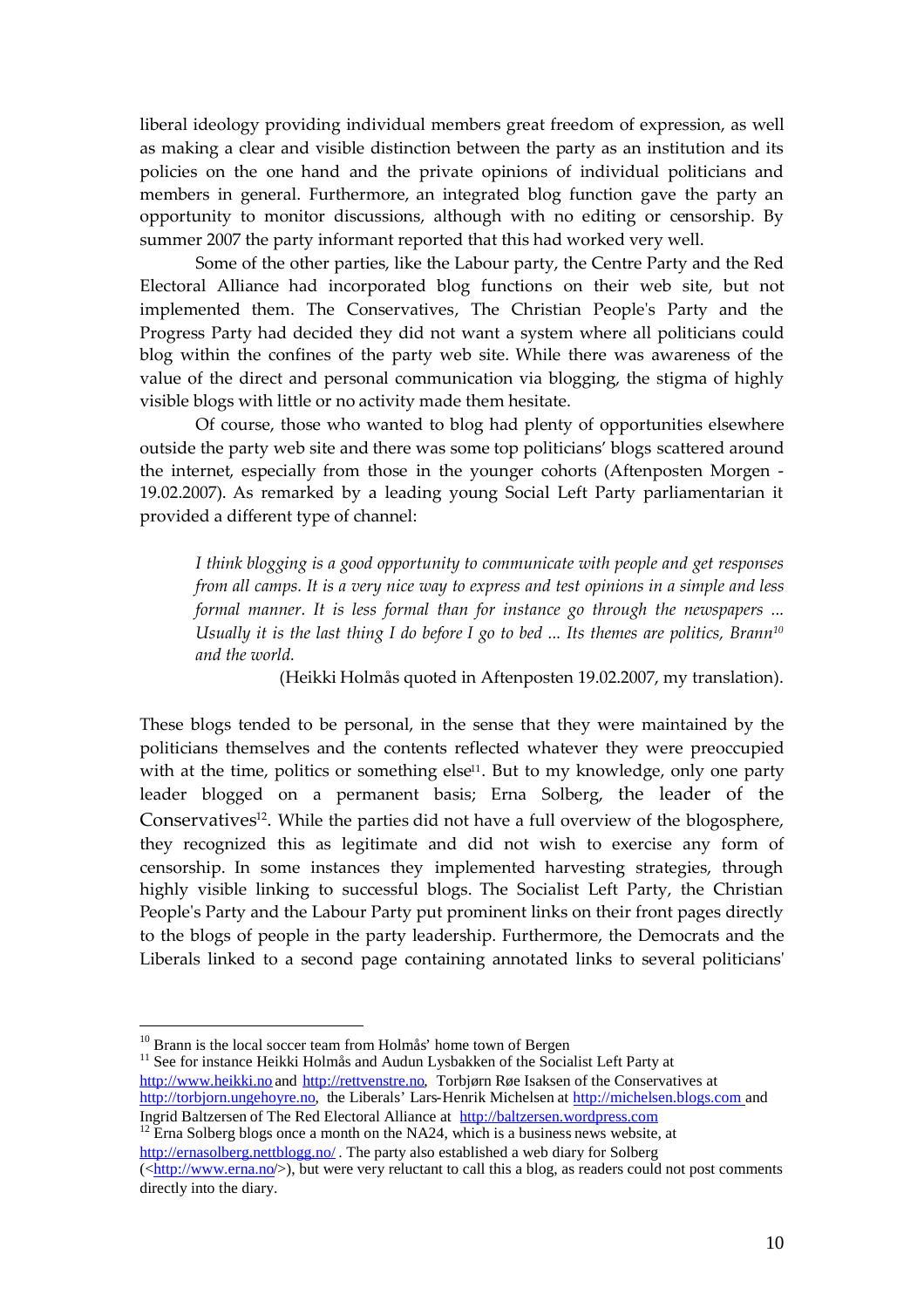liberal ideology providing individual members great freedom of expression, as well as making a clear and visible distinction between the party as an institution and its policies on the one hand and the private opinions of individual politicians and members in general. Furthermore, an integrated blog function gave the party an opportunity to monitor discussions, although with no editing or censorship. By summer 2007 the party informant reported that this had worked very well.

Some of the other parties, like the Labour party, the Centre Party and the Red Electoral Alliance had incorporated blog functions on their web site, but not implemented them. The Conservatives, The Christian People's Party and the Progress Party had decided they did not want a system where all politicians could blog within the confines of the party web site. While there was awareness of the value of the direct and personal communication via blogging, the stigma of highly visible blogs with little or no activity made them hesitate.

Of course, those who wanted to blog had plenty of opportunities elsewhere outside the party web site and there was some top politicians' blogs scattered around the internet, especially from those in the younger cohorts (Aftenposten Morgen - 19.02.2007). As remarked by a leading young Social Left Party parliamentarian it provided a different type of channel:

> *I think blogging is a good opportunity to communicate with people and get responses from all camps. It is a very nice way to express and test opinions in a simple and less formal manner. It is less formal than for instance go through the newspapers ... Usually it is the last thing I do before I go to bed ... Its themes are politics, Brann[10] and the world.*
>
> (Heikki Holmås quoted in Aftenposten 19.02.2007, my translation).

These blogs tended to be personal, in the sense that they were maintained by the politicians themselves and the contents reflected whatever they were preoccupied with at the time, politics or something else[11]. But to my knowledge, only one party leader blogged on a permanent basis; Erna Solberg, the leader of the Conservatives[12]. While the parties did not have a full overview of the blogosphere, they recognized this as legitimate and did not wish to exercise any form of censorship. In some instances they implemented harvesting strategies, through highly visible linking to successful blogs. The Socialist Left Party, the Christian People's Party and the Labour Party put prominent links on their front pages directly to the blogs of people in the party leadership. Furthermore, the Democrats and the Liberals linked to a second page containing annotated links to several politicians'

---

[10] Brann is the local soccer team from Holmås' home town of Bergen

[11] See for instance Heikki Holmås and Audun Lysbakken of the Socialist Left Party at http://www.heikki.no and http://rettvenstre.no, Torbjørn Røe Isaksen of the Conservatives at http://torbjorn.ungehoyre.no, the Liberals' Lars-Henrik Michelsen at http://michelsen.blogs.com and Ingrid Baltzersen of The Red Electoral Alliance at http://baltzersen.wordpress.com

[12] Erna Solberg blogs once a month on the NA24, which is a business news website, at http://ernasolberg.nettblogg.no/ . The party also established a web diary for Solberg (<http://www.erna.no/>), but were very reluctant to call this a blog, as readers could not post comments directly into the diary.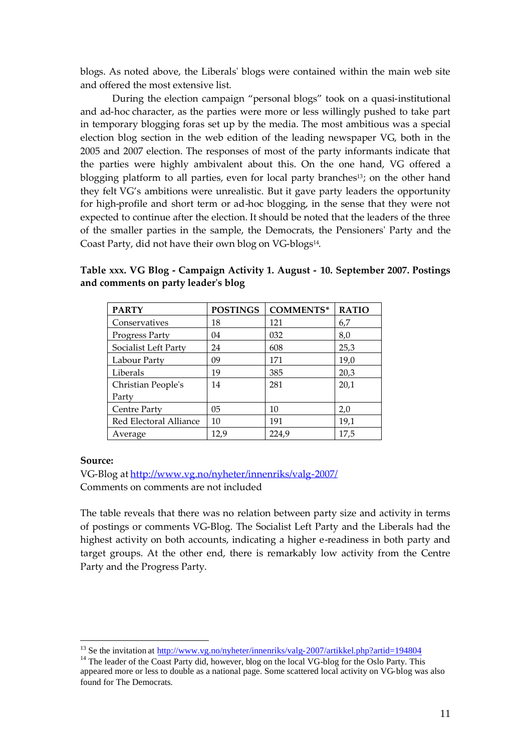blogs. As noted above, the Liberals' blogs were contained within the main web site and offered the most extensive list.

During the election campaign "personal blogs" took on a quasi-institutional and ad-hoc character, as the parties were more or less willingly pushed to take part in temporary blogging foras set up by the media. The most ambitious was a special election blog section in the web edition of the leading newspaper VG, both in the 2005 and 2007 election. The responses of most of the party informants indicate that the parties were highly ambivalent about this. On the one hand, VG offered a blogging platform to all parties, even for local party branches[13]; on the other hand they felt VG's ambitions were unrealistic. But it gave party leaders the opportunity for high-profile and short term or ad-hoc blogging, in the sense that they were not expected to continue after the election. It should be noted that the leaders of the three of the smaller parties in the sample, the Democrats, the Pensioners' Party and the Coast Party, did not have their own blog on VG-blogs[14].

**Table xxx. VG Blog - Campaign Activity 1. August - 10. September 2007. Postings and comments on party leader's blog**

| PARTY | POSTINGS | COMMENTS* | RATIO |
|---|---|---|---|
| Conservatives | 18 | 121 | 6,7 |
| Progress Party | 04 | 032 | 8,0 |
| Socialist Left Party | 24 | 608 | 25,3 |
| Labour Party | 09 | 171 | 19,0 |
| Liberals | 19 | 385 | 20,3 |
| Christian People's Party | 14 | 281 | 20,1 |
| Centre Party | 05 | 10 | 2,0 |
| Red Electoral Alliance | 10 | 191 | 19,1 |
| Average | 12,9 | 224,9 | 17,5 |

**Source:**
VG-Blog at http://www.vg.no/nyheter/innenriks/valg-2007/
Comments on comments are not included

The table reveals that there was no relation between party size and activity in terms of postings or comments VG-Blog. The Socialist Left Party and the Liberals had the highest activity on both accounts, indicating a higher e-readiness in both party and target groups. At the other end, there is remarkably low activity from the Centre Party and the Progress Party.

---

[13] Se the invitation at http://www.vg.no/nyheter/innenriks/valg-2007/artikkel.php?artid=194804

[14] The leader of the Coast Party did, however, blog on the local VG-blog for the Oslo Party. This appeared more or less to double as a national page. Some scattered local activity on VG-blog was also found for The Democrats.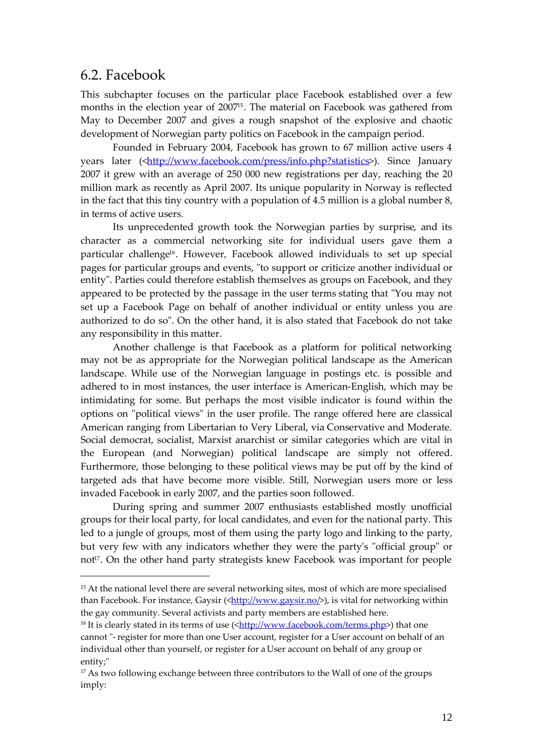## 6.2. Facebook

This subchapter focuses on the particular place Facebook established over a few months in the election year of 2007[15]. The material on Facebook was gathered from May to December 2007 and gives a rough snapshot of the explosive and chaotic development of Norwegian party politics on Facebook in the campaign period.

Founded in February 2004, Facebook has grown to 67 million active users 4 years later (<http://www.facebook.com/press/info.php?statistics>). Since January 2007 it grew with an average of 250 000 new registrations per day, reaching the 20 million mark as recently as April 2007. Its unique popularity in Norway is reflected in the fact that this tiny country with a population of 4.5 million is a global number 8, in terms of active users.

Its unprecedented growth took the Norwegian parties by surprise, and its character as a commercial networking site for individual users gave them a particular challenge[16]. However, Facebook allowed individuals to set up special pages for particular groups and events, "to support or criticize another individual or entity". Parties could therefore establish themselves as groups on Facebook, and they appeared to be protected by the passage in the user terms stating that "You may not set up a Facebook Page on behalf of another individual or entity unless you are authorized to do so". On the other hand, it is also stated that Facebook do not take any responsibility in this matter.

Another challenge is that Facebook as a platform for political networking may not be as appropriate for the Norwegian political landscape as the American landscape. While use of the Norwegian language in postings etc. is possible and adhered to in most instances, the user interface is American-English, which may be intimidating for some. But perhaps the most visible indicator is found within the options on "political views" in the user profile. The range offered here are classical American ranging from Libertarian to Very Liberal, via Conservative and Moderate. Social democrat, socialist, Marxist anarchist or similar categories which are vital in the European (and Norwegian) political landscape are simply not offered. Furthermore, those belonging to these political views may be put off by the kind of targeted ads that have become more visible. Still, Norwegian users more or less invaded Facebook in early 2007, and the parties soon followed.

During spring and summer 2007 enthusiasts established mostly unofficial groups for their local party, for local candidates, and even for the national party. This led to a jungle of groups, most of them using the party logo and linking to the party, but very few with any indicators whether they were the party's "official group" or not[17]. On the other hand party strategists knew Facebook was important for people

---

[15] At the national level there are several networking sites, most of which are more specialised than Facebook. For instance, Gaysir (<http://www.gaysir.no/>), is vital for networking within the gay community. Several activists and party members are established here.

[16] It is clearly stated in its terms of use (<http://www.facebook.com/terms.php>) that one cannot "- register for more than one User account, register for a User account on behalf of an individual other than yourself, or register for a User account on behalf of any group or entity;"

[17] As two following exchange between three contributors to the Wall of one of the groups imply: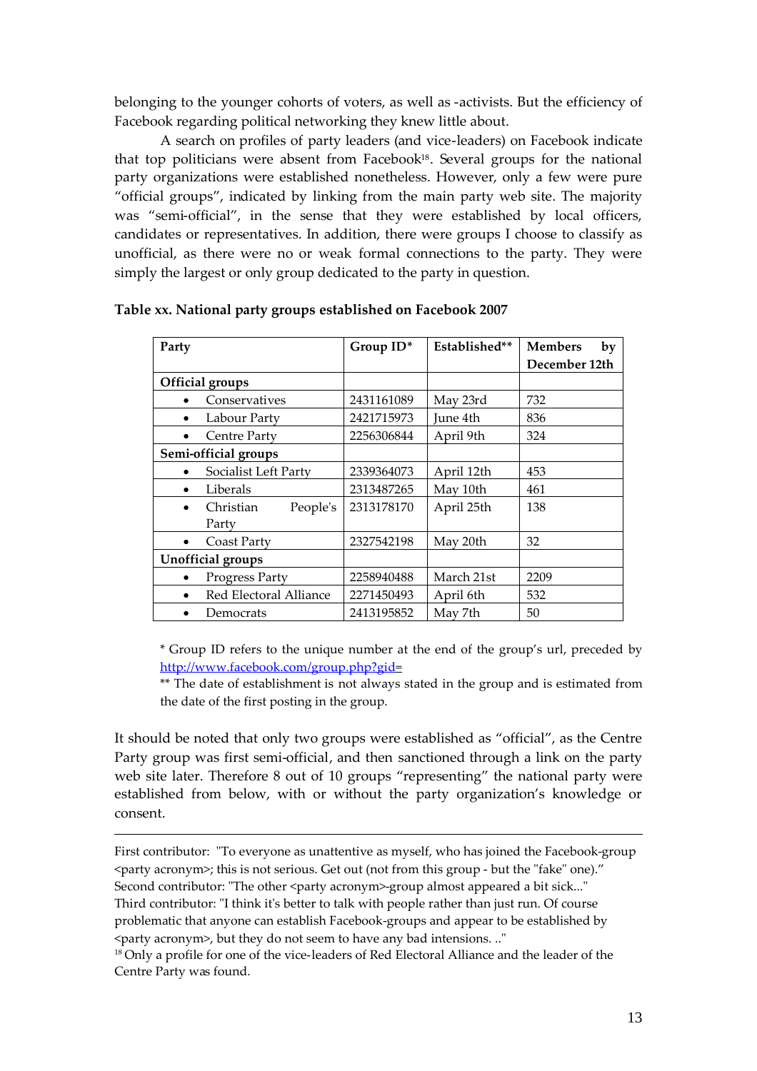belonging to the younger cohorts of voters, as well as -activists. But the efficiency of Facebook regarding political networking they knew little about.

A search on profiles of party leaders (and vice-leaders) on Facebook indicate that top politicians were absent from Facebook[18]. Several groups for the national party organizations were established nonetheless. However, only a few were pure "official groups", indicated by linking from the main party web site. The majority was "semi-official", in the sense that they were established by local officers, candidates or representatives. In addition, there were groups I choose to classify as unofficial, as there were no or weak formal connections to the party. They were simply the largest or only group dedicated to the party in question.

**Table xx. National party groups established on Facebook 2007**

| Party | Group ID* | Established** | Members by December 12th |
|---|---|---|---|
| **Official groups** | | | |
| • Conservatives | 2431161089 | May 23rd | 732 |
| • Labour Party | 2421715973 | June 4th | 836 |
| • Centre Party | 2256306844 | April 9th | 324 |
| **Semi-official groups** | | | |
| • Socialist Left Party | 2339364073 | April 12th | 453 |
| • Liberals | 2313487265 | May 10th | 461 |
| • Christian People's Party | 2313178170 | April 25th | 138 |
| • Coast Party | 2327542198 | May 20th | 32 |
| **Unofficial groups** | | | |
| • Progress Party | 2258940488 | March 21st | 2209 |
| • Red Electoral Alliance | 2271450493 | April 6th | 532 |
| • Democrats | 2413195852 | May 7th | 50 |

\* Group ID refers to the unique number at the end of the group's url, preceded by http://www.facebook.com/group.php?gid=

\*\* The date of establishment is not always stated in the group and is estimated from the date of the first posting in the group.

It should be noted that only two groups were established as "official", as the Centre Party group was first semi-official, and then sanctioned through a link on the party web site later. Therefore 8 out of 10 groups "representing" the national party were established from below, with or without the party organization's knowledge or consent.

---

First contributor: "To everyone as unattentive as myself, who has joined the Facebook-group <party acronym>; this is not serious. Get out (not from this group - but the "fake" one)."
Second contributor: "The other <party acronym>-group almost appeared a bit sick..."
Third contributor: "I think it's better to talk with people rather than just run. Of course problematic that anyone can establish Facebook-groups and appear to be established by <party acronym>, but they do not seem to have any bad intensions. .."

[18] Only a profile for one of the vice-leaders of Red Electoral Alliance and the leader of the Centre Party was found.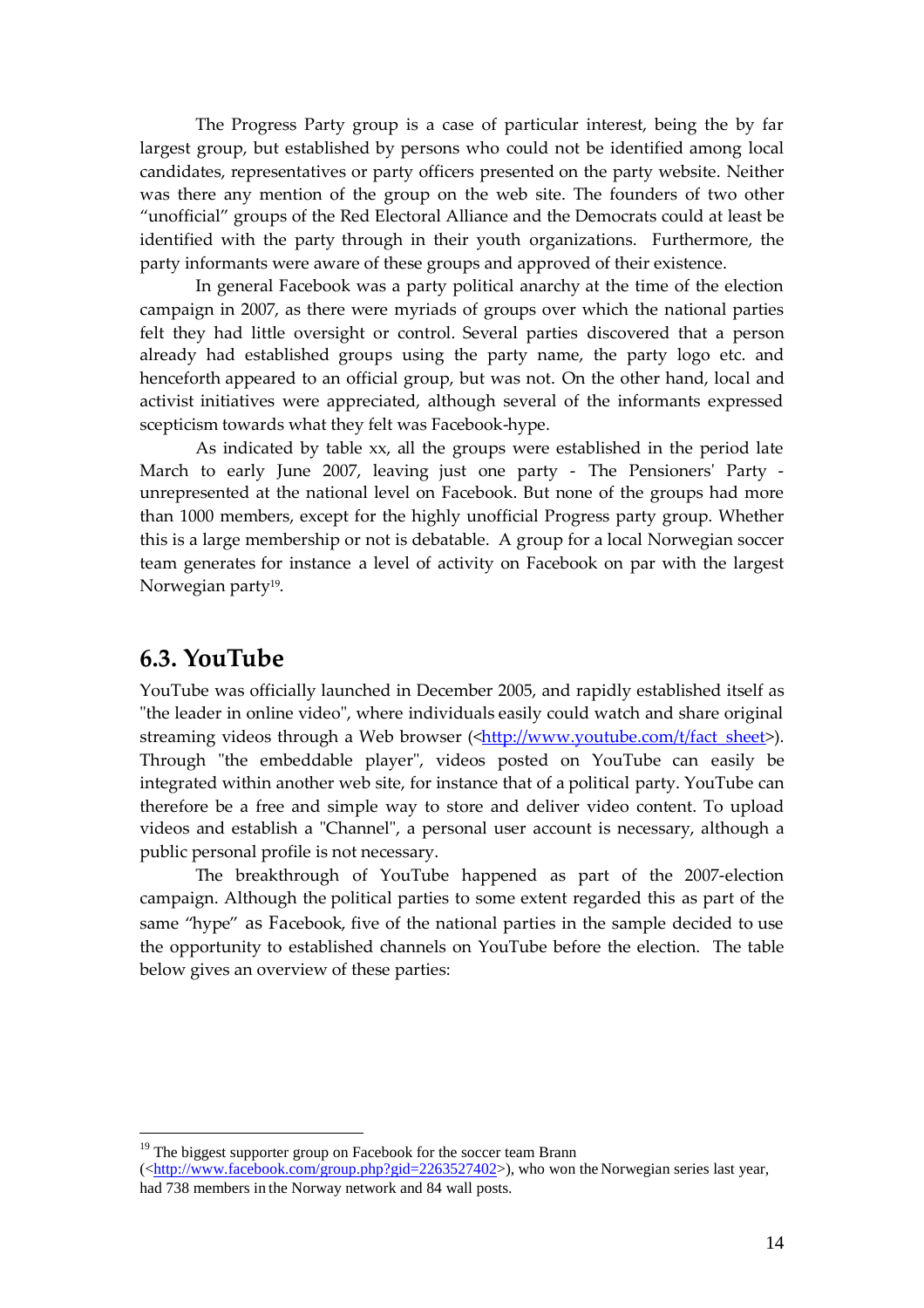The Progress Party group is a case of particular interest, being the by far largest group, but established by persons who could not be identified among local candidates, representatives or party officers presented on the party website. Neither was there any mention of the group on the web site. The founders of two other "unofficial" groups of the Red Electoral Alliance and the Democrats could at least be identified with the party through in their youth organizations. Furthermore, the party informants were aware of these groups and approved of their existence.

In general Facebook was a party political anarchy at the time of the election campaign in 2007, as there were myriads of groups over which the national parties felt they had little oversight or control. Several parties discovered that a person already had established groups using the party name, the party logo etc. and henceforth appeared to an official group, but was not. On the other hand, local and activist initiatives were appreciated, although several of the informants expressed scepticism towards what they felt was Facebook-hype.

As indicated by table xx, all the groups were established in the period late March to early June 2007, leaving just one party - The Pensioners' Party - unrepresented at the national level on Facebook. But none of the groups had more than 1000 members, except for the highly unofficial Progress party group. Whether this is a large membership or not is debatable. A group for a local Norwegian soccer team generates for instance a level of activity on Facebook on par with the largest Norwegian party[19].

## 6.3. YouTube

YouTube was officially launched in December 2005, and rapidly established itself as "the leader in online video", where individuals easily could watch and share original streaming videos through a Web browser (<http://www.youtube.com/t/fact_sheet>). Through "the embeddable player", videos posted on YouTube can easily be integrated within another web site, for instance that of a political party. YouTube can therefore be a free and simple way to store and deliver video content. To upload videos and establish a "Channel", a personal user account is necessary, although a public personal profile is not necessary.

The breakthrough of YouTube happened as part of the 2007-election campaign. Although the political parties to some extent regarded this as part of the same "hype" as Facebook, five of the national parties in the sample decided to use the opportunity to established channels on YouTube before the election. The table below gives an overview of these parties:

---

[19] The biggest supporter group on Facebook for the soccer team Brann (<http://www.facebook.com/group.php?gid=2263527402>), who won the Norwegian series last year, had 738 members in the Norway network and 84 wall posts.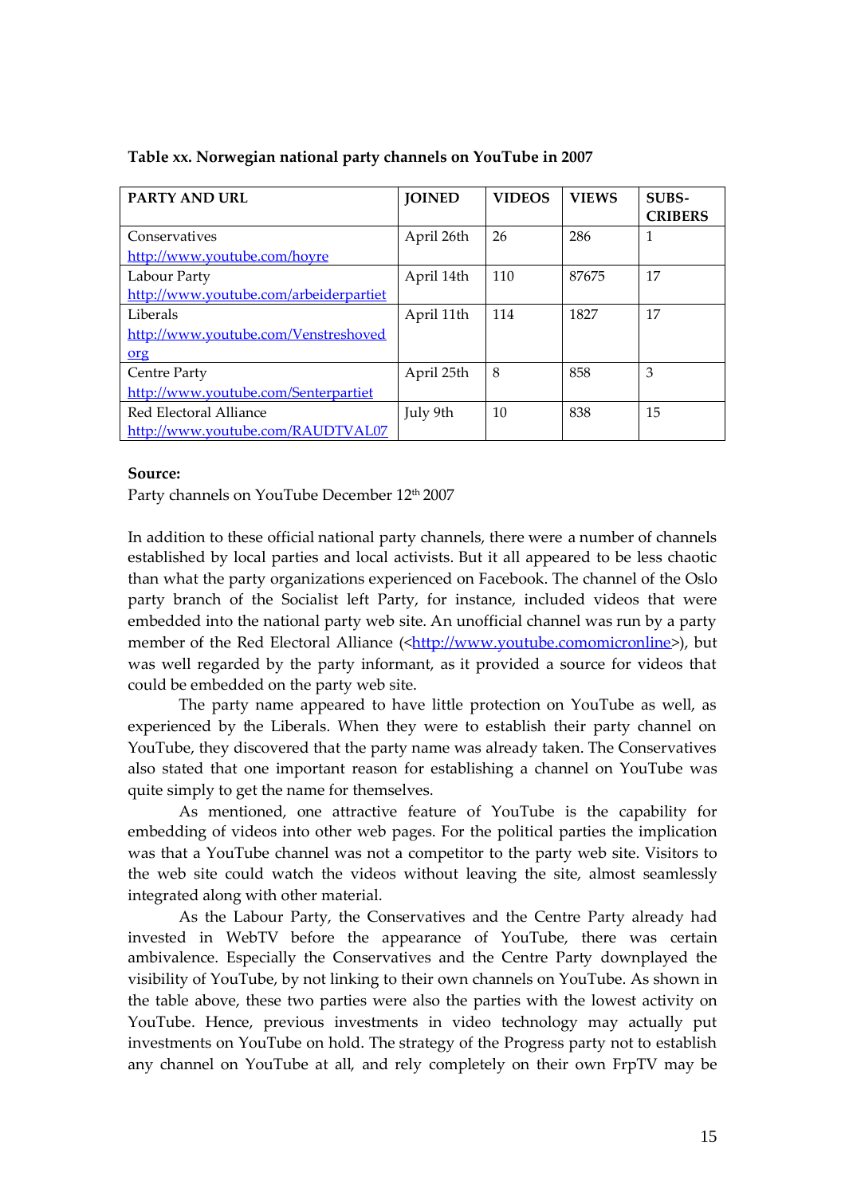**Table xx. Norwegian national party channels on YouTube in 2007**

| PARTY AND URL | JOINED | VIDEOS | VIEWS | SUBS-CRIBERS |
|---|---|---|---|---|
| Conservatives http://www.youtube.com/hoyre | April 26th | 26 | 286 | 1 |
| Labour Party http://www.youtube.com/arbeiderpartiet | April 14th | 110 | 87675 | 17 |
| Liberals http://www.youtube.com/Venstreshoved org | April 11th | 114 | 1827 | 17 |
| Centre Party http://www.youtube.com/Senterpartiet | April 25th | 8 | 858 | 3 |
| Red Electoral Alliance http://www.youtube.com/RAUDTVAL07 | July 9th | 10 | 838 | 15 |

**Source:**
Party channels on YouTube December 12th 2007

In addition to these official national party channels, there were a number of channels established by local parties and local activists. But it all appeared to be less chaotic than what the party organizations experienced on Facebook. The channel of the Oslo party branch of the Socialist left Party, for instance, included videos that were embedded into the national party web site. An unofficial channel was run by a party member of the Red Electoral Alliance (<http://www.youtube.comomicronline>), but was well regarded by the party informant, as it provided a source for videos that could be embedded on the party web site.

The party name appeared to have little protection on YouTube as well, as experienced by the Liberals. When they were to establish their party channel on YouTube, they discovered that the party name was already taken. The Conservatives also stated that one important reason for establishing a channel on YouTube was quite simply to get the name for themselves.

As mentioned, one attractive feature of YouTube is the capability for embedding of videos into other web pages. For the political parties the implication was that a YouTube channel was not a competitor to the party web site. Visitors to the web site could watch the videos without leaving the site, almost seamlessly integrated along with other material.

As the Labour Party, the Conservatives and the Centre Party already had invested in WebTV before the appearance of YouTube, there was certain ambivalence. Especially the Conservatives and the Centre Party downplayed the visibility of YouTube, by not linking to their own channels on YouTube. As shown in the table above, these two parties were also the parties with the lowest activity on YouTube. Hence, previous investments in video technology may actually put investments on YouTube on hold. The strategy of the Progress party not to establish any channel on YouTube at all, and rely completely on their own FrpTV may be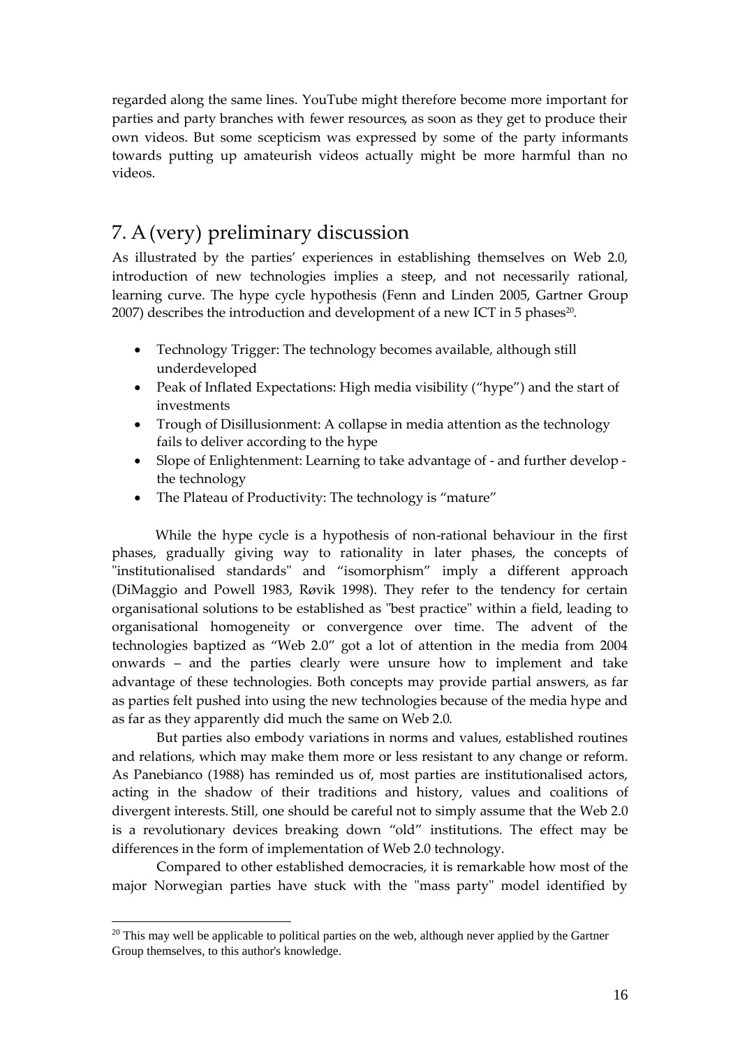regarded along the same lines. YouTube might therefore become more important for parties and party branches with fewer resources, as soon as they get to produce their own videos. But some scepticism was expressed by some of the party informants towards putting up amateurish videos actually might be more harmful than no videos.

## 7. A (very) preliminary discussion

As illustrated by the parties' experiences in establishing themselves on Web 2.0, introduction of new technologies implies a steep, and not necessarily rational, learning curve. The hype cycle hypothesis (Fenn and Linden 2005, Gartner Group 2007) describes the introduction and development of a new ICT in 5 phases[20].

- Technology Trigger: The technology becomes available, although still underdeveloped
- Peak of Inflated Expectations: High media visibility ("hype") and the start of investments
- Trough of Disillusionment: A collapse in media attention as the technology fails to deliver according to the hype
- Slope of Enlightenment: Learning to take advantage of - and further develop - the technology
- The Plateau of Productivity: The technology is "mature"

While the hype cycle is a hypothesis of non-rational behaviour in the first phases, gradually giving way to rationality in later phases, the concepts of "institutionalised standards" and "isomorphism" imply a different approach (DiMaggio and Powell 1983, Røvik 1998). They refer to the tendency for certain organisational solutions to be established as "best practice" within a field, leading to organisational homogeneity or convergence over time. The advent of the technologies baptized as "Web 2.0" got a lot of attention in the media from 2004 onwards – and the parties clearly were unsure how to implement and take advantage of these technologies. Both concepts may provide partial answers, as far as parties felt pushed into using the new technologies because of the media hype and as far as they apparently did much the same on Web 2.0.

But parties also embody variations in norms and values, established routines and relations, which may make them more or less resistant to any change or reform. As Panebianco (1988) has reminded us of, most parties are institutionalised actors, acting in the shadow of their traditions and history, values and coalitions of divergent interests. Still, one should be careful not to simply assume that the Web 2.0 is a revolutionary devices breaking down "old" institutions. The effect may be differences in the form of implementation of Web 2.0 technology.

Compared to other established democracies, it is remarkable how most of the major Norwegian parties have stuck with the "mass party" model identified by

[20] This may well be applicable to political parties on the web, although never applied by the Gartner Group themselves, to this author's knowledge.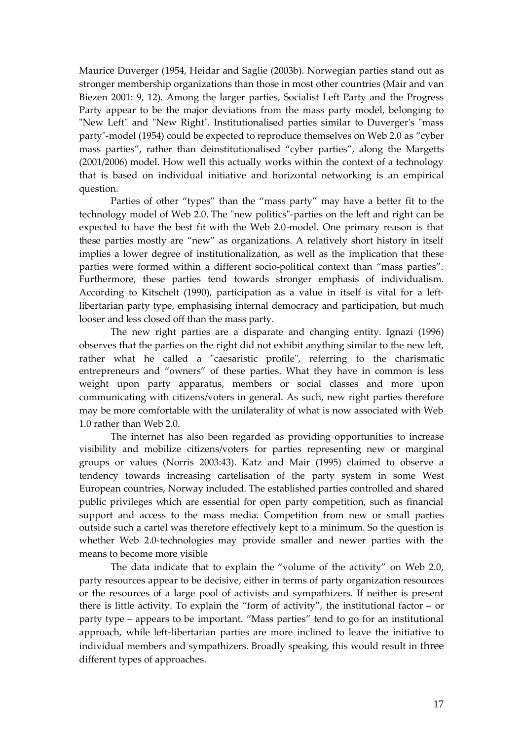Maurice Duverger (1954, Heidar and Saglie (2003b). Norwegian parties stand out as stronger membership organizations than those in most other countries (Mair and van Biezen 2001: 9, 12). Among the larger parties, Socialist Left Party and the Progress Party appear to be the major deviations from the mass party model, belonging to "New Left" and "New Right". Institutionalised parties similar to Duverger's "mass party"-model (1954) could be expected to reproduce themselves on Web 2.0 as "cyber mass parties", rather than deinstitutionalised "cyber parties", along the Margetts (2001/2006) model. How well this actually works within the context of a technology that is based on individual initiative and horizontal networking is an empirical question.

Parties of other "types" than the "mass party" may have a better fit to the technology model of Web 2.0. The "new politics"-parties on the left and right can be expected to have the best fit with the Web 2.0-model. One primary reason is that these parties mostly are "new" as organizations. A relatively short history in itself implies a lower degree of institutionalization, as well as the implication that these parties were formed within a different socio-political context than "mass parties". Furthermore, these parties tend towards stronger emphasis of individualism. According to Kitschelt (1990), participation as a value in itself is vital for a left-libertarian party type, emphasising internal democracy and participation, but much looser and less closed off than the mass party.

The new right parties are a disparate and changing entity. Ignazi (1996) observes that the parties on the right did not exhibit anything similar to the new left, rather what he called a "caesaristic profile", referring to the charismatic entrepreneurs and "owners" of these parties. What they have in common is less weight upon party apparatus, members or social classes and more upon communicating with citizens/voters in general. As such, new right parties therefore may be more comfortable with the unilaterality of what is now associated with Web 1.0 rather than Web 2.0.

The internet has also been regarded as providing opportunities to increase visibility and mobilize citizens/voters for parties representing new or marginal groups or values (Norris 2003:43). Katz and Mair (1995) claimed to observe a tendency towards increasing cartelisation of the party system in some West European countries, Norway included. The established parties controlled and shared public privileges which are essential for open party competition, such as financial support and access to the mass media. Competition from new or small parties outside such a cartel was therefore effectively kept to a minimum. So the question is whether Web 2.0-technologies may provide smaller and newer parties with the means to become more visible

The data indicate that to explain the "volume of the activity" on Web 2.0, party resources appear to be decisive, either in terms of party organization resources or the resources of a large pool of activists and sympathizers. If neither is present there is little activity. To explain the "form of activity", the institutional factor – or party type – appears to be important. "Mass parties" tend to go for an institutional approach, while left-libertarian parties are more inclined to leave the initiative to individual members and sympathizers. Broadly speaking, this would result in three different types of approaches.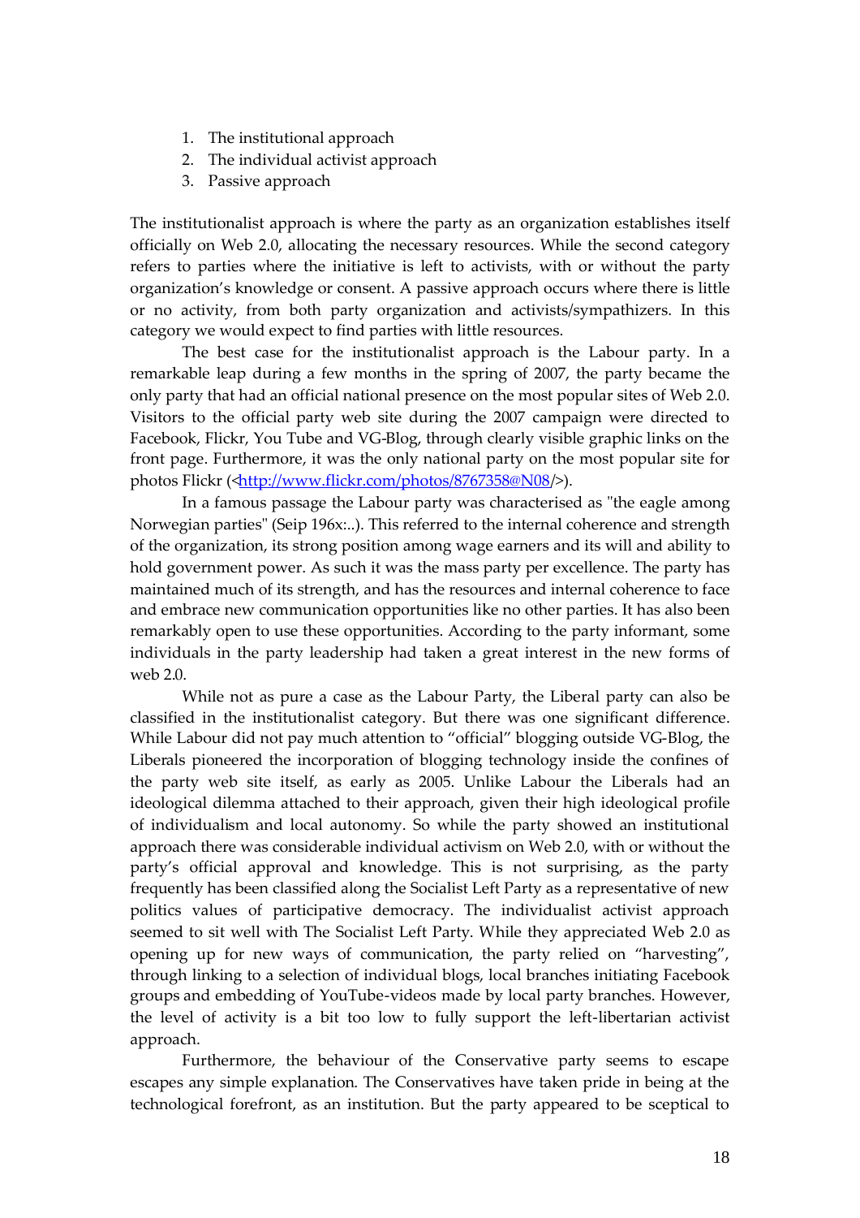1. The institutional approach
2. The individual activist approach
3. Passive approach

The institutionalist approach is where the party as an organization establishes itself officially on Web 2.0, allocating the necessary resources. While the second category refers to parties where the initiative is left to activists, with or without the party organization's knowledge or consent. A passive approach occurs where there is little or no activity, from both party organization and activists/sympathizers. In this category we would expect to find parties with little resources.

The best case for the institutionalist approach is the Labour party. In a remarkable leap during a few months in the spring of 2007, the party became the only party that had an official national presence on the most popular sites of Web 2.0. Visitors to the official party web site during the 2007 campaign were directed to Facebook, Flickr, You Tube and VG-Blog, through clearly visible graphic links on the front page. Furthermore, it was the only national party on the most popular site for photos Flickr (<http://www.flickr.com/photos/8767358@N08/>).

In a famous passage the Labour party was characterised as "the eagle among Norwegian parties" (Seip 196x:..). This referred to the internal coherence and strength of the organization, its strong position among wage earners and its will and ability to hold government power. As such it was the mass party per excellence. The party has maintained much of its strength, and has the resources and internal coherence to face and embrace new communication opportunities like no other parties. It has also been remarkably open to use these opportunities. According to the party informant, some individuals in the party leadership had taken a great interest in the new forms of web 2.0.

While not as pure a case as the Labour Party, the Liberal party can also be classified in the institutionalist category. But there was one significant difference. While Labour did not pay much attention to "official" blogging outside VG-Blog, the Liberals pioneered the incorporation of blogging technology inside the confines of the party web site itself, as early as 2005. Unlike Labour the Liberals had an ideological dilemma attached to their approach, given their high ideological profile of individualism and local autonomy. So while the party showed an institutional approach there was considerable individual activism on Web 2.0, with or without the party's official approval and knowledge. This is not surprising, as the party frequently has been classified along the Socialist Left Party as a representative of new politics values of participative democracy. The individualist activist approach seemed to sit well with The Socialist Left Party. While they appreciated Web 2.0 as opening up for new ways of communication, the party relied on "harvesting", through linking to a selection of individual blogs, local branches initiating Facebook groups and embedding of YouTube-videos made by local party branches. However, the level of activity is a bit too low to fully support the left-libertarian activist approach.

Furthermore, the behaviour of the Conservative party seems to escape escapes any simple explanation. The Conservatives have taken pride in being at the technological forefront, as an institution. But the party appeared to be sceptical to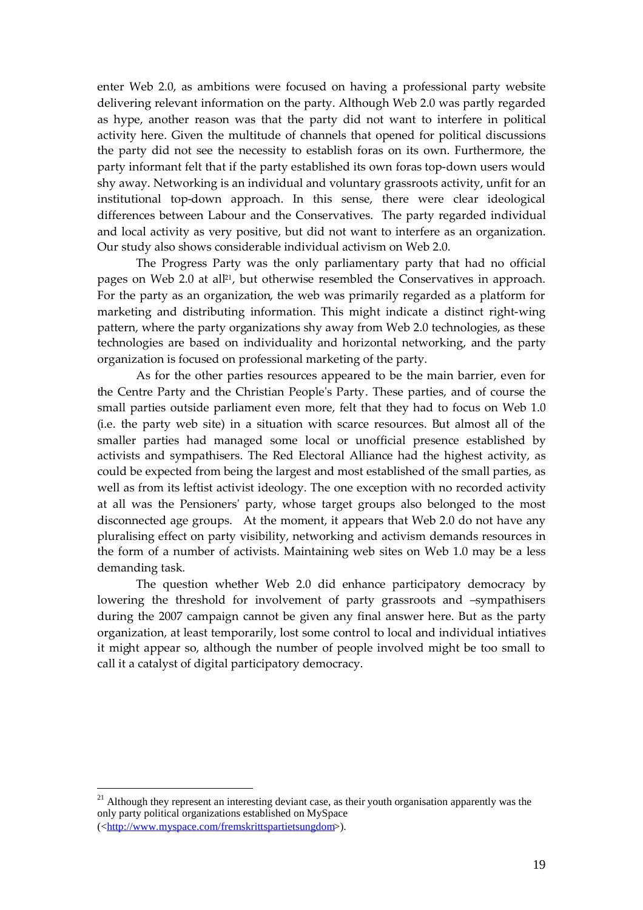enter Web 2.0, as ambitions were focused on having a professional party website delivering relevant information on the party. Although Web 2.0 was partly regarded as hype, another reason was that the party did not want to interfere in political activity here. Given the multitude of channels that opened for political discussions the party did not see the necessity to establish foras on its own. Furthermore, the party informant felt that if the party established its own foras top-down users would shy away. Networking is an individual and voluntary grassroots activity, unfit for an institutional top-down approach. In this sense, there were clear ideological differences between Labour and the Conservatives. The party regarded individual and local activity as very positive, but did not want to interfere as an organization. Our study also shows considerable individual activism on Web 2.0.

The Progress Party was the only parliamentary party that had no official pages on Web 2.0 at all[21], but otherwise resembled the Conservatives in approach. For the party as an organization, the web was primarily regarded as a platform for marketing and distributing information. This might indicate a distinct right-wing pattern, where the party organizations shy away from Web 2.0 technologies, as these technologies are based on individuality and horizontal networking, and the party organization is focused on professional marketing of the party.

As for the other parties resources appeared to be the main barrier, even for the Centre Party and the Christian People's Party. These parties, and of course the small parties outside parliament even more, felt that they had to focus on Web 1.0 (i.e. the party web site) in a situation with scarce resources. But almost all of the smaller parties had managed some local or unofficial presence established by activists and sympathisers. The Red Electoral Alliance had the highest activity, as could be expected from being the largest and most established of the small parties, as well as from its leftist activist ideology. The one exception with no recorded activity at all was the Pensioners' party, whose target groups also belonged to the most disconnected age groups. At the moment, it appears that Web 2.0 do not have any pluralising effect on party visibility, networking and activism demands resources in the form of a number of activists. Maintaining web sites on Web 1.0 may be a less demanding task.

The question whether Web 2.0 did enhance participatory democracy by lowering the threshold for involvement of party grassroots and –sympathisers during the 2007 campaign cannot be given any final answer here. But as the party organization, at least temporarily, lost some control to local and individual intiatives it might appear so, although the number of people involved might be too small to call it a catalyst of digital participatory democracy.

[21] Although they represent an interesting deviant case, as their youth organisation apparently was the only party political organizations established on MySpace (<http://www.myspace.com/fremskrittspartietsungdom>).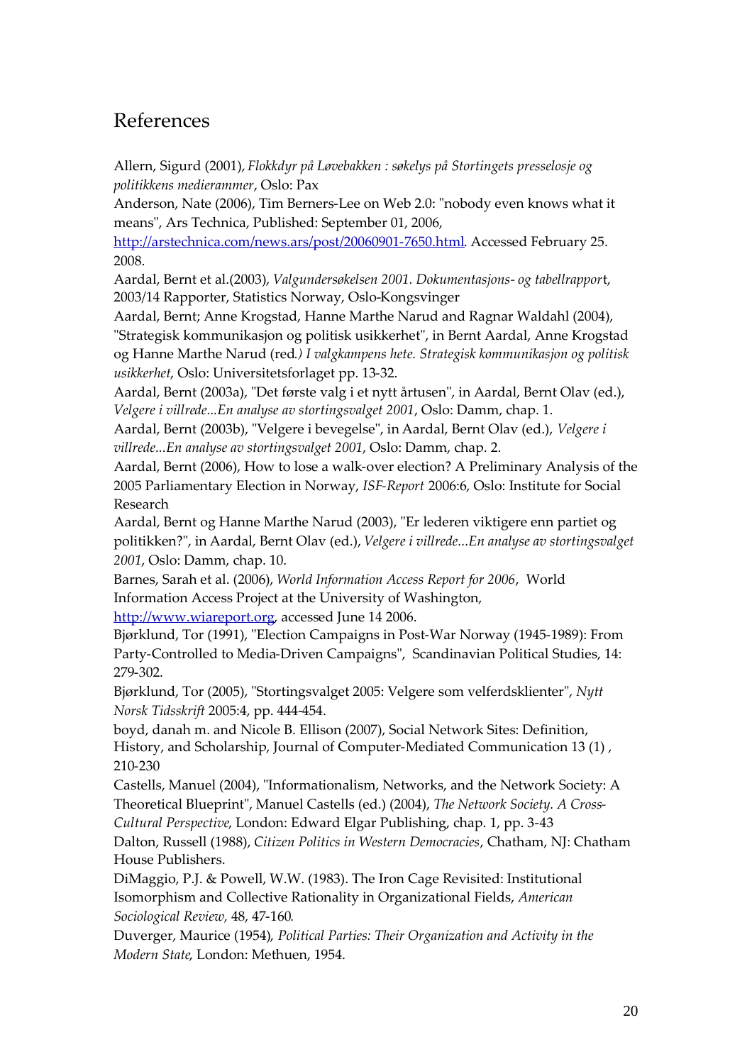# References

Allern, Sigurd (2001), *Flokkdyr på Løvebakken : søkelys på Stortingets presselosje og politikkens medierammer*, Oslo: Pax

Anderson, Nate (2006), Tim Berners-Lee on Web 2.0: "nobody even knows what it means", Ars Technica, Published: September 01, 2006, http://arstechnica.com/news.ars/post/20060901-7650.html. Accessed February 25. 2008.

Aardal, Bernt et al.(2003), *Valgundersøkelsen 2001. Dokumentasjons- og tabellrappor*t, 2003/14 Rapporter, Statistics Norway, Oslo-Kongsvinger

Aardal, Bernt; Anne Krogstad, Hanne Marthe Narud and Ragnar Waldahl (2004), "Strategisk kommunikasjon og politisk usikkerhet", in Bernt Aardal, Anne Krogstad og Hanne Marthe Narud (red*.) I valgkampens hete. Strategisk kommunikasjon og politisk usikkerhet*, Oslo: Universitetsforlaget pp. 13-32.

Aardal, Bernt (2003a), "Det første valg i et nytt årtusen", in Aardal, Bernt Olav (ed.), *Velgere i villrede...En analyse av stortingsvalget 2001*, Oslo: Damm, chap. 1.

Aardal, Bernt (2003b), "Velgere i bevegelse", in Aardal, Bernt Olav (ed.), *Velgere i villrede...En analyse av stortingsvalget 2001*, Oslo: Damm, chap. 2.

Aardal, Bernt (2006), How to lose a walk-over election? A Preliminary Analysis of the 2005 Parliamentary Election in Norway, *ISF-Report* 2006:6, Oslo: Institute for Social Research

Aardal, Bernt og Hanne Marthe Narud (2003), "Er lederen viktigere enn partiet og politikken?", in Aardal, Bernt Olav (ed.), *Velgere i villrede...En analyse av stortingsvalget 2001*, Oslo: Damm, chap. 10.

Barnes, Sarah et al. (2006), *World Information Access Report for 2006*, World Information Access Project at the University of Washington, http://www.wiareport.org, accessed June 14 2006.

Bjørklund, Tor (1991), "Election Campaigns in Post-War Norway (1945-1989): From Party-Controlled to Media-Driven Campaigns", Scandinavian Political Studies, 14: 279-302.

Bjørklund, Tor (2005), "Stortingsvalget 2005: Velgere som velferdsklienter", *Nytt Norsk Tidsskrift* 2005:4, pp. 444-454.

boyd, danah m. and Nicole B. Ellison (2007), Social Network Sites: Definition, History, and Scholarship, Journal of Computer-Mediated Communication 13 (1) , 210-230

Castells, Manuel (2004), "Informationalism, Networks, and the Network Society: A Theoretical Blueprint", Manuel Castells (ed.) (2004), *The Network Society. A Cross-Cultural Perspective*, London: Edward Elgar Publishing, chap. 1, pp. 3-43

Dalton, Russell (1988), *Citizen Politics in Western Democracies*, Chatham, NJ: Chatham House Publishers.

DiMaggio, P.J. & Powell, W.W. (1983). The Iron Cage Revisited: Institutional Isomorphism and Collective Rationality in Organizational Fields, *American Sociological Review,* 48, 47-160*.*

Duverger, Maurice (1954), *Political Parties: Their Organization and Activity in the Modern State*, London: Methuen, 1954.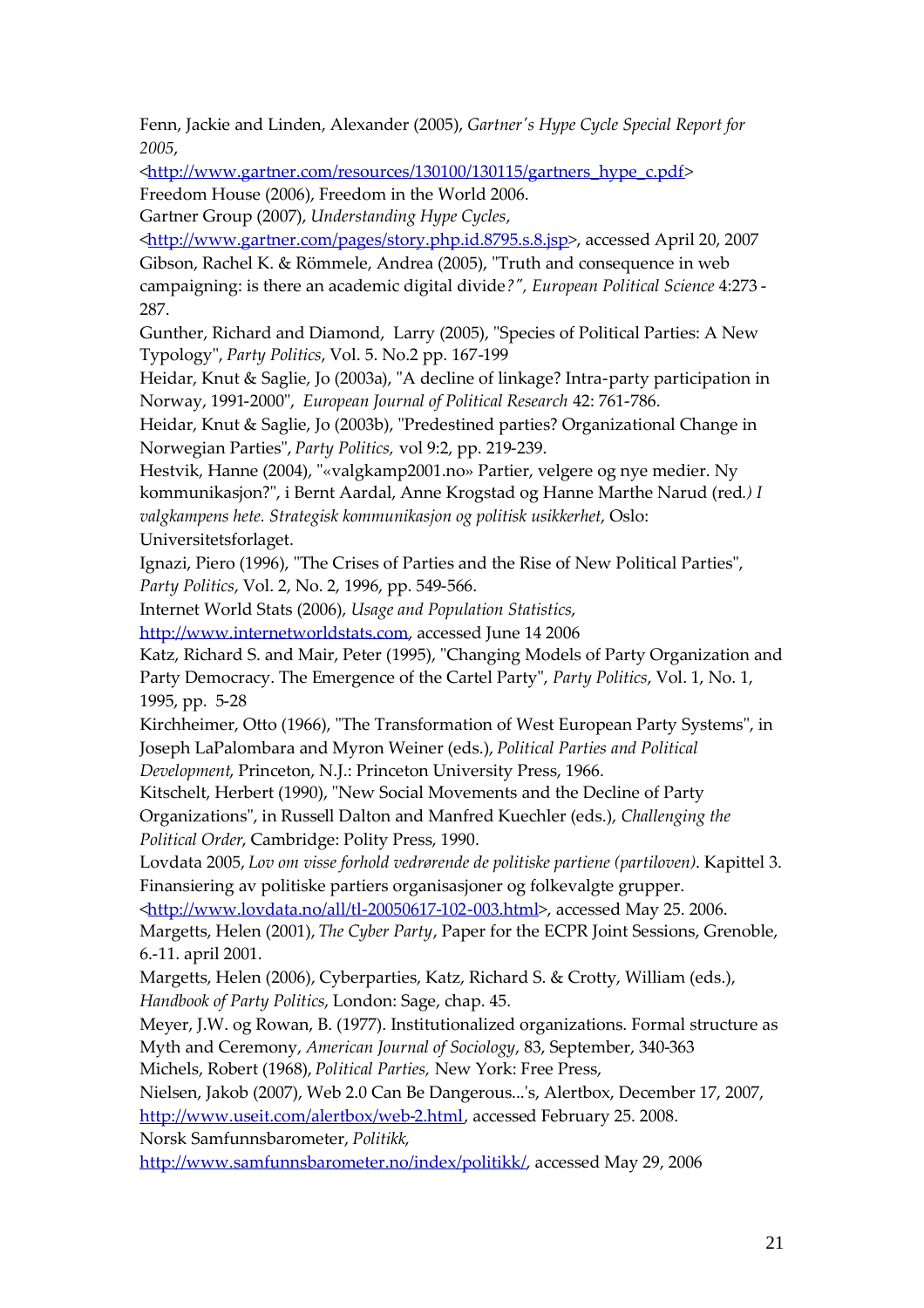Fenn, Jackie and Linden, Alexander (2005), *Gartner's Hype Cycle Special Report for 2005*, <http://www.gartner.com/resources/130100/130115/gartners_hype_c.pdf>

Freedom House (2006), Freedom in the World 2006.

Gartner Group (2007), *Understanding Hype Cycles*, <http://www.gartner.com/pages/story.php.id.8795.s.8.jsp>, accessed April 20, 2007

Gibson, Rachel K. & Römmele, Andrea (2005), "Truth and consequence in web campaigning: is there an academic digital divide*?", European Political Science* 4:273 - 287.

Gunther, Richard and Diamond, Larry (2005), "Species of Political Parties: A New Typology", *Party Politics*, Vol. 5. No.2 pp. 167-199

Heidar, Knut & Saglie, Jo (2003a), "A decline of linkage? Intra-party participation in Norway, 1991-2000", *European Journal of Political Research* 42: 761-786.

Heidar, Knut & Saglie, Jo (2003b), "Predestined parties? Organizational Change in Norwegian Parties", *Party Politics,* vol 9:2, pp. 219-239.

Hestvik, Hanne (2004), "«valgkamp2001.no» Partier, velgere og nye medier. Ny kommunikasjon?", i Bernt Aardal, Anne Krogstad og Hanne Marthe Narud (red*.) I valgkampens hete. Strategisk kommunikasjon og politisk usikkerhet*, Oslo: Universitetsforlaget.

Ignazi, Piero (1996), "The Crises of Parties and the Rise of New Political Parties", *Party Politics*, Vol. 2, No. 2, 1996, pp. 549-566.

Internet World Stats (2006), *Usage and Population Statistics*, http://www.internetworldstats.com, accessed June 14 2006

Katz, Richard S. and Mair, Peter (1995), "Changing Models of Party Organization and Party Democracy. The Emergence of the Cartel Party", *Party Politics*, Vol. 1, No. 1, 1995, pp. 5-28

Kirchheimer, Otto (1966), "The Transformation of West European Party Systems", in Joseph LaPalombara and Myron Weiner (eds.), *Political Parties and Political Development*, Princeton, N.J.: Princeton University Press, 1966.

Kitschelt, Herbert (1990), "New Social Movements and the Decline of Party Organizations", in Russell Dalton and Manfred Kuechler (eds.), *Challenging the Political Order*, Cambridge: Polity Press, 1990.

Lovdata 2005, *Lov om visse forhold vedrørende de politiske partiene (partiloven)*. Kapittel 3. Finansiering av politiske partiers organisasjoner og folkevalgte grupper. <http://www.lovdata.no/all/tl-20050617-102-003.html>, accessed May 25. 2006.

Margetts, Helen (2001), *The Cyber Party*, Paper for the ECPR Joint Sessions, Grenoble, 6.-11. april 2001.

Margetts, Helen (2006), Cyberparties, Katz, Richard S. & Crotty, William (eds.), *Handbook of Party Politics*, London: Sage, chap. 45.

Meyer, J.W. og Rowan, B. (1977). Institutionalized organizations. Formal structure as Myth and Ceremony, *American Journal of Sociology*, 83, September, 340-363

Michels, Robert (1968), *Political Parties,* New York: Free Press,

Nielsen, Jakob (2007), Web 2.0 Can Be Dangerous...'s, Alertbox, December 17, 2007, http://www.useit.com/alertbox/web-2.html, accessed February 25. 2008.

Norsk Samfunnsbarometer, *Politikk*, http://www.samfunnsbarometer.no/index/politikk/, accessed May 29, 2006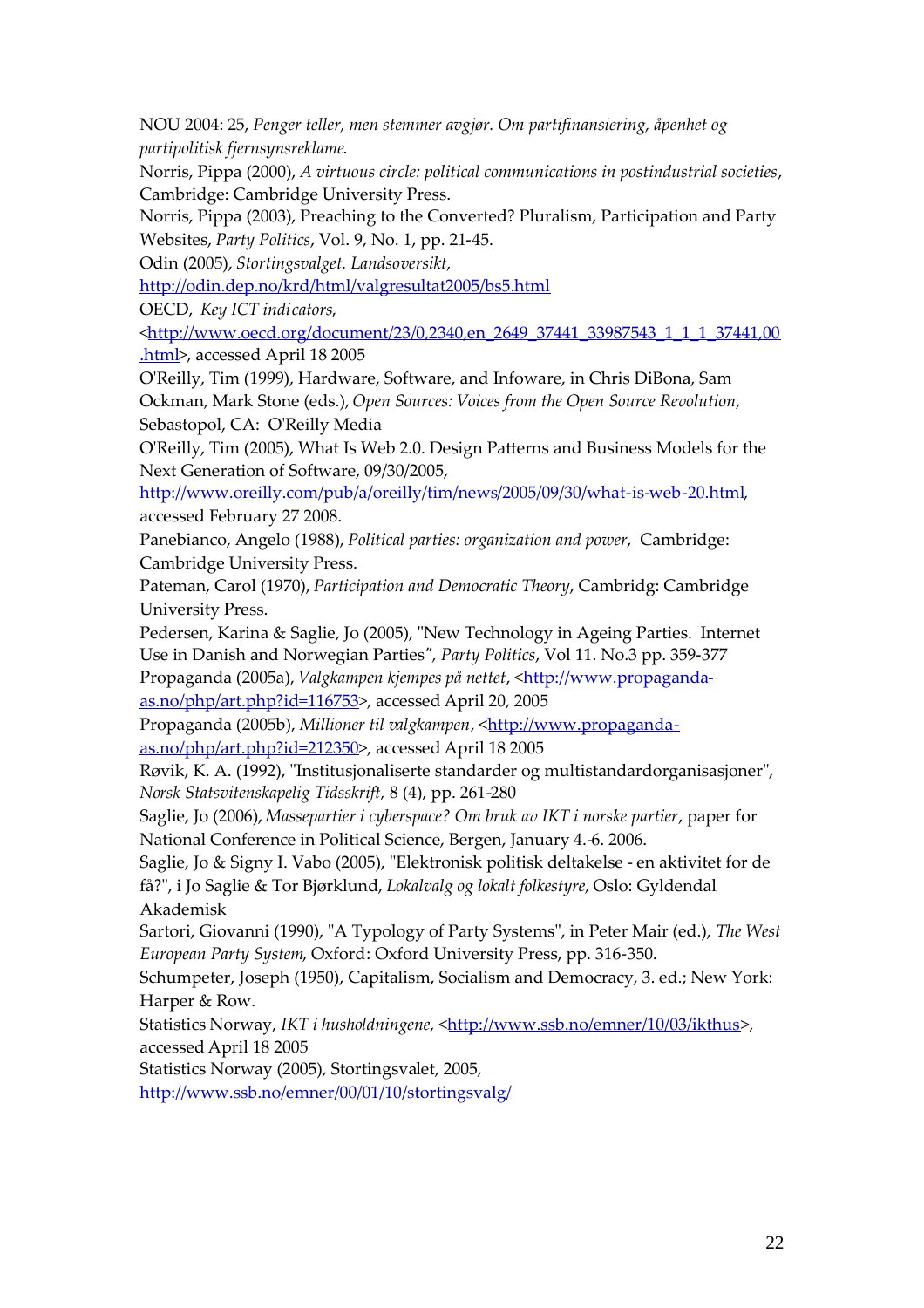NOU 2004: 25, *Penger teller, men stemmer avgjør. Om partifinansiering, åpenhet og partipolitisk fjernsynsreklame*.

Norris, Pippa (2000), *A virtuous circle: political communications in postindustrial societies*, Cambridge: Cambridge University Press.

Norris, Pippa (2003), Preaching to the Converted? Pluralism, Participation and Party Websites, *Party Politics*, Vol. 9, No. 1, pp. 21-45.

Odin (2005), *Stortingsvalget. Landsoversikt*, http://odin.dep.no/krd/html/valgresultat2005/bs5.html

OECD, *Key ICT indicators*, <http://www.oecd.org/document/23/0,2340,en_2649_37441_33987543_1_1_1_37441,00.html>, accessed April 18 2005

O'Reilly, Tim (1999), Hardware, Software, and Infoware, in Chris DiBona, Sam Ockman, Mark Stone (eds.), *Open Sources: Voices from the Open Source Revolution*, Sebastopol, CA: O'Reilly Media

O'Reilly, Tim (2005), What Is Web 2.0. Design Patterns and Business Models for the Next Generation of Software, 09/30/2005, http://www.oreilly.com/pub/a/oreilly/tim/news/2005/09/30/what-is-web-20.html, accessed February 27 2008.

Panebianco, Angelo (1988), *Political parties: organization and power*, Cambridge: Cambridge University Press.

Pateman, Carol (1970), *Participation and Democratic Theory*, Cambridg: Cambridge University Press.

Pedersen, Karina & Saglie, Jo (2005), "New Technology in Ageing Parties. Internet Use in Danish and Norwegian Parties", *Party Politics*, Vol 11. No.3 pp. 359-377

Propaganda (2005a), *Valgkampen kjempes på nettet*, <http://www.propaganda-as.no/php/art.php?id=116753>, accessed April 20, 2005

Propaganda (2005b), *Millioner til valgkampen*, <http://www.propaganda-as.no/php/art.php?id=212350>, accessed April 18 2005

Røvik, K. A. (1992), "Institusjonaliserte standarder og multistandardorganisasjoner", *Norsk Statsvitenskapelig Tidsskrift*, 8 (4), pp. 261-280

Saglie, Jo (2006), *Massepartier i cyberspace? Om bruk av IKT i norske partier*, paper for National Conference in Political Science, Bergen, January 4.-6. 2006.

Saglie, Jo & Signy I. Vabo (2005), "Elektronisk politisk deltakelse - en aktivitet for de få?", i Jo Saglie & Tor Bjørklund, *Lokalvalg og lokalt folkestyre*, Oslo: Gyldendal Akademisk

Sartori, Giovanni (1990), "A Typology of Party Systems", in Peter Mair (ed.), *The West European Party System*, Oxford: Oxford University Press, pp. 316-350.

Schumpeter, Joseph (1950), Capitalism, Socialism and Democracy, 3. ed.; New York: Harper & Row.

Statistics Norway, *IKT i husholdningene*, <http://www.ssb.no/emner/10/03/ikthus>, accessed April 18 2005

Statistics Norway (2005), Stortingsvalet, 2005, http://www.ssb.no/emner/00/01/10/stortingsvalg/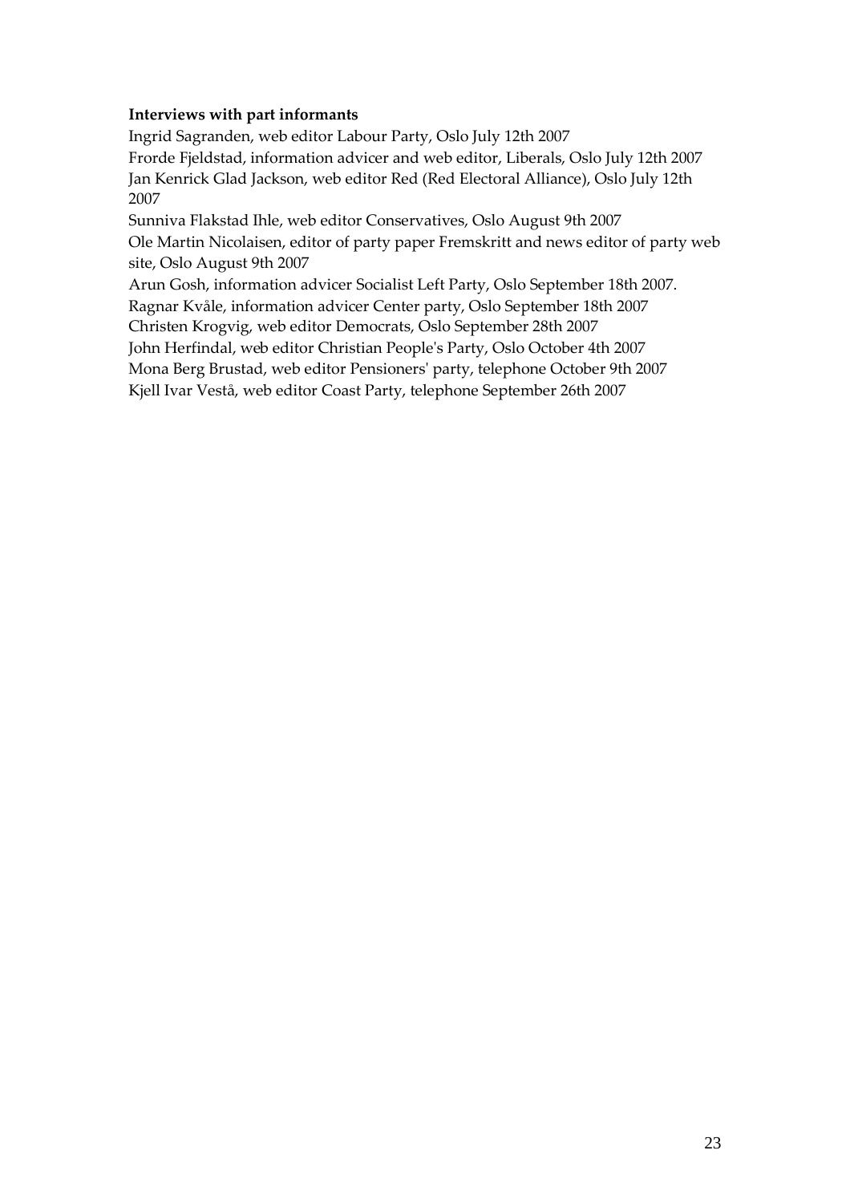**Interviews with part informants**

Ingrid Sagranden, web editor Labour Party, Oslo July 12th 2007

Frorde Fjeldstad, information advicer and web editor, Liberals, Oslo July 12th 2007

Jan Kenrick Glad Jackson, web editor Red (Red Electoral Alliance), Oslo July 12th 2007

Sunniva Flakstad Ihle, web editor Conservatives, Oslo August 9th 2007

Ole Martin Nicolaisen, editor of party paper Fremskritt and news editor of party web site, Oslo August 9th 2007

Arun Gosh, information advicer Socialist Left Party, Oslo September 18th 2007.

Ragnar Kvåle, information advicer Center party, Oslo September 18th 2007

Christen Krogvig, web editor Democrats, Oslo September 28th 2007

John Herfindal, web editor Christian People's Party, Oslo October 4th 2007

Mona Berg Brustad, web editor Pensioners' party, telephone October 9th 2007

Kjell Ivar Vestå, web editor Coast Party, telephone September 26th 2007